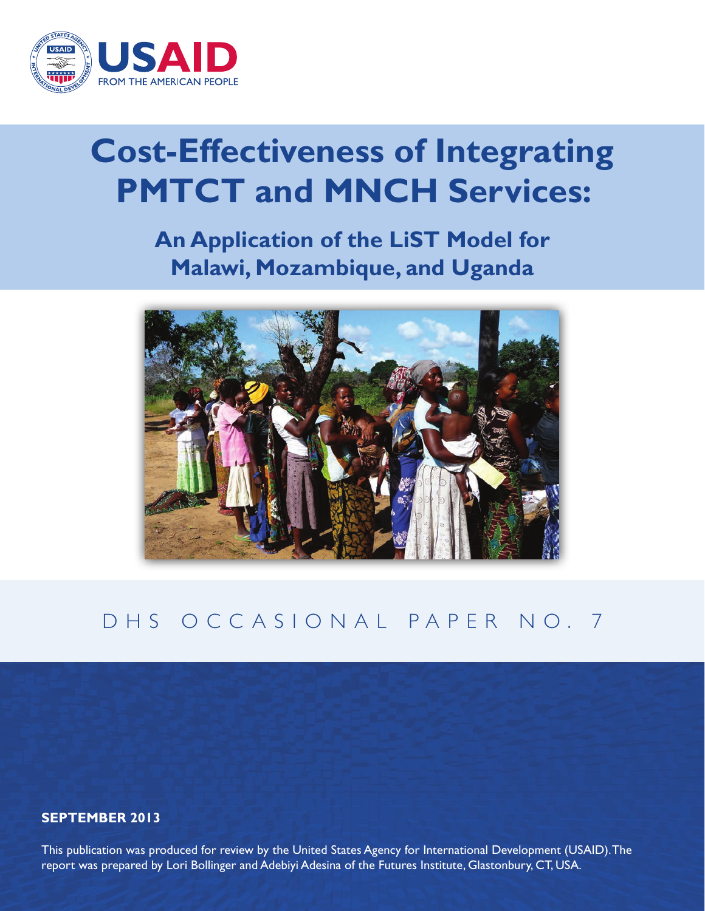USAID
FROM THE AMERICAN PEOPLE

# Cost-Effectiveness of Integrating PMTCT and MNCH Services:

## An Application of the LiST Model for Malawi, Mozambique, and Uganda

DHS OCCASIONAL PAPER NO. 7

**SEPTEMBER 2013**

This publication was produced for review by the United States Agency for International Development (USAID). The report was prepared by Lori Bollinger and Adebiyi Adesina of the Futures Institute, Glastonbury, CT, USA.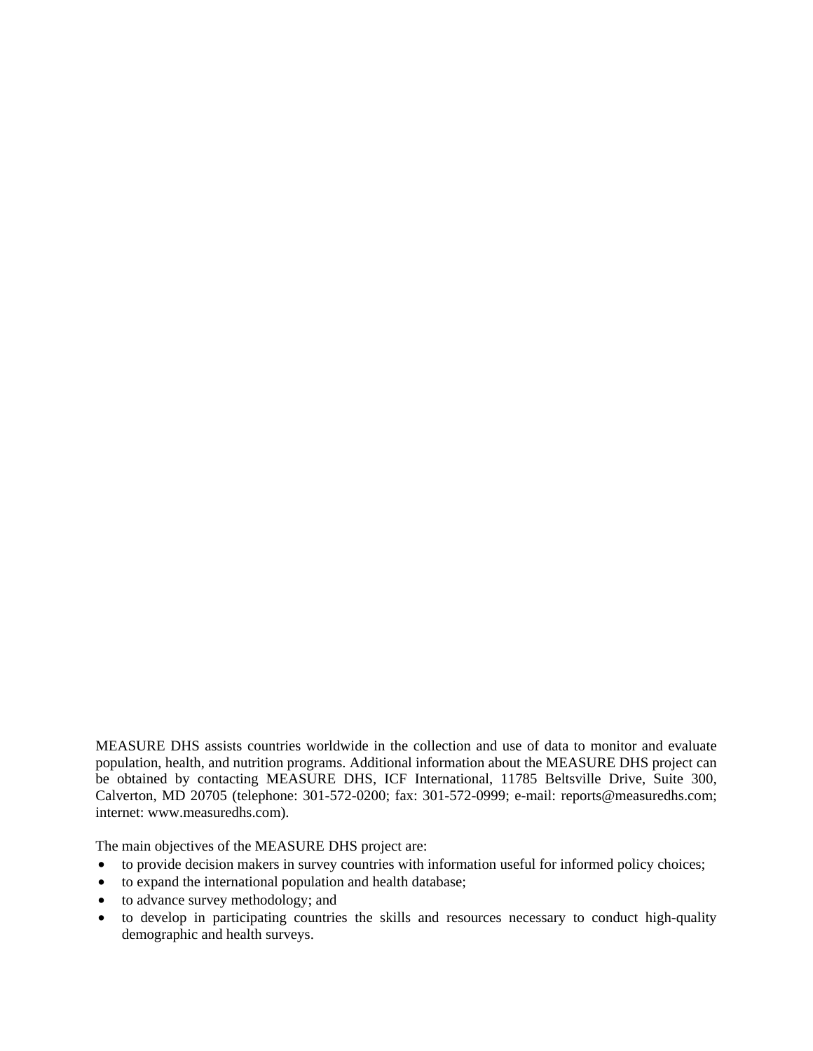MEASURE DHS assists countries worldwide in the collection and use of data to monitor and evaluate population, health, and nutrition programs. Additional information about the MEASURE DHS project can be obtained by contacting MEASURE DHS, ICF International, 11785 Beltsville Drive, Suite 300, Calverton, MD 20705 (telephone: 301-572-0200; fax: 301-572-0999; e-mail: reports@measuredhs.com; internet: www.measuredhs.com).

The main objectives of the MEASURE DHS project are:

- to provide decision makers in survey countries with information useful for informed policy choices;
- to expand the international population and health database;
- to advance survey methodology; and
- to develop in participating countries the skills and resources necessary to conduct high-quality demographic and health surveys.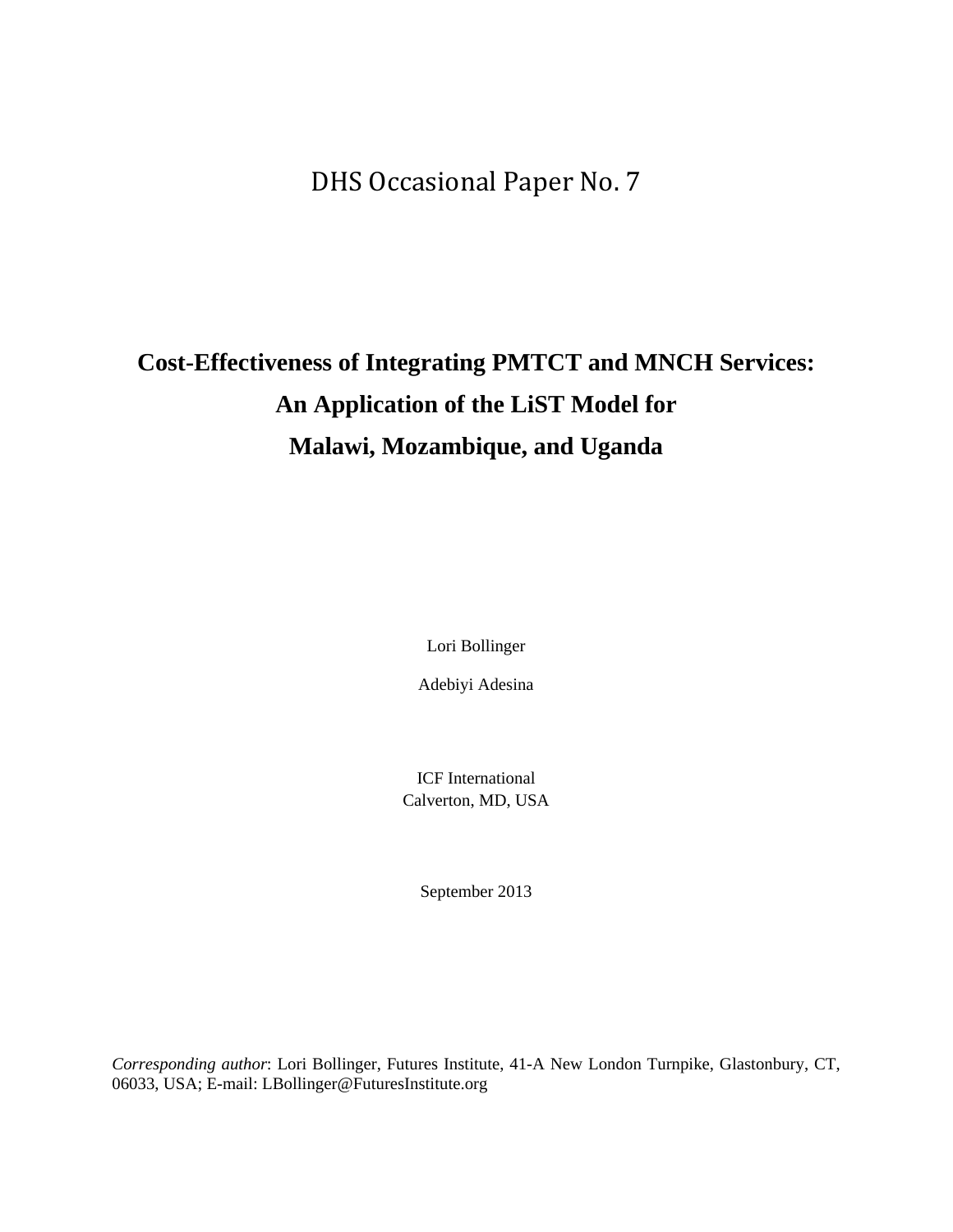DHS Occasional Paper No. 7

# Cost-Effectiveness of Integrating PMTCT and MNCH Services: An Application of the LiST Model for Malawi, Mozambique, and Uganda

Lori Bollinger

Adebiyi Adesina

ICF International
Calverton, MD, USA

September 2013

*Corresponding author*: Lori Bollinger, Futures Institute, 41-A New London Turnpike, Glastonbury, CT, 06033, USA; E-mail: LBollinger@FuturesInstitute.org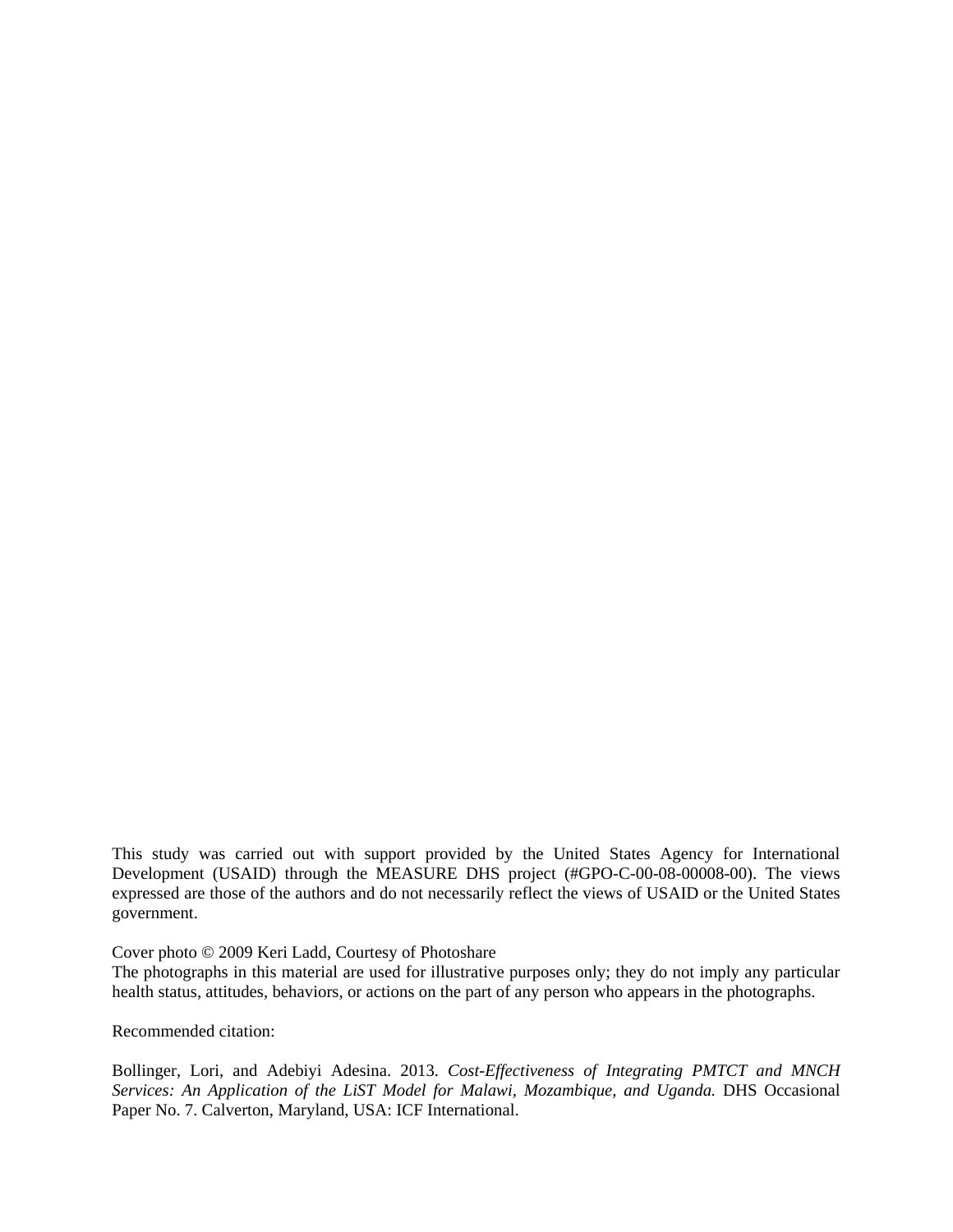This study was carried out with support provided by the United States Agency for International Development (USAID) through the MEASURE DHS project (#GPO-C-00-08-00008-00). The views expressed are those of the authors and do not necessarily reflect the views of USAID or the United States government.

Cover photo © 2009 Keri Ladd, Courtesy of Photoshare
The photographs in this material are used for illustrative purposes only; they do not imply any particular health status, attitudes, behaviors, or actions on the part of any person who appears in the photographs.

Recommended citation:

Bollinger, Lori, and Adebiyi Adesina. 2013. *Cost-Effectiveness of Integrating PMTCT and MNCH Services: An Application of the LiST Model for Malawi, Mozambique, and Uganda.* DHS Occasional Paper No. 7. Calverton, Maryland, USA: ICF International.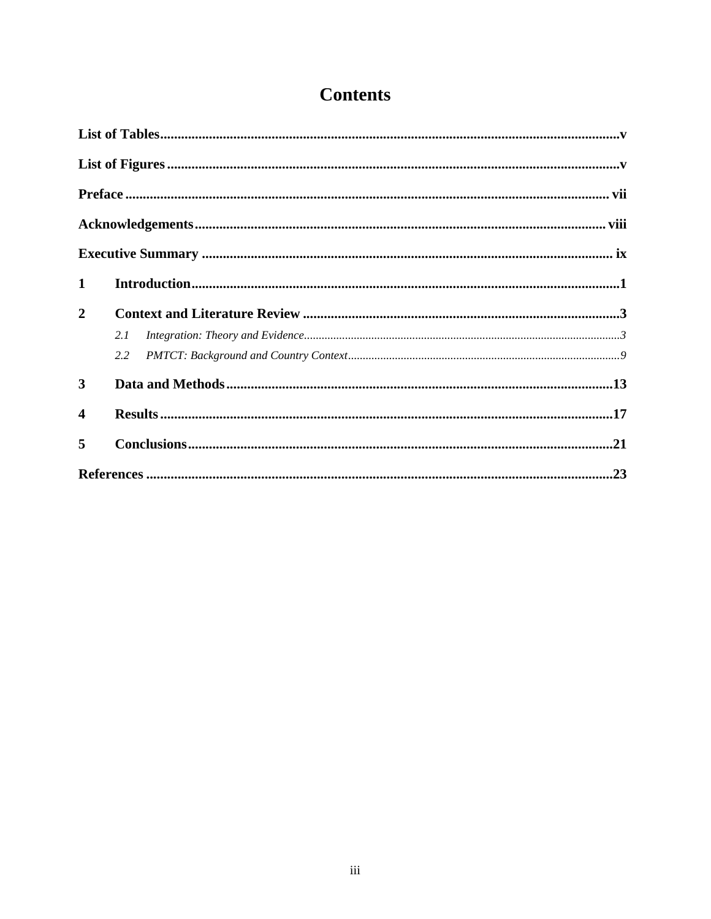# Contents

**List of Tables** .......... v

**List of Figures** .......... v

**Preface** .......... vii

**Acknowledgements** .......... viii

**Executive Summary** .......... ix

**1 Introduction** .......... 1

**2 Context and Literature Review** .......... 3

*2.1 Integration: Theory and Evidence* .......... 3

*2.2 PMTCT: Background and Country Context* .......... 9

**3 Data and Methods** .......... 13

**4 Results** .......... 17

**5 Conclusions** .......... 21

**References** .......... 23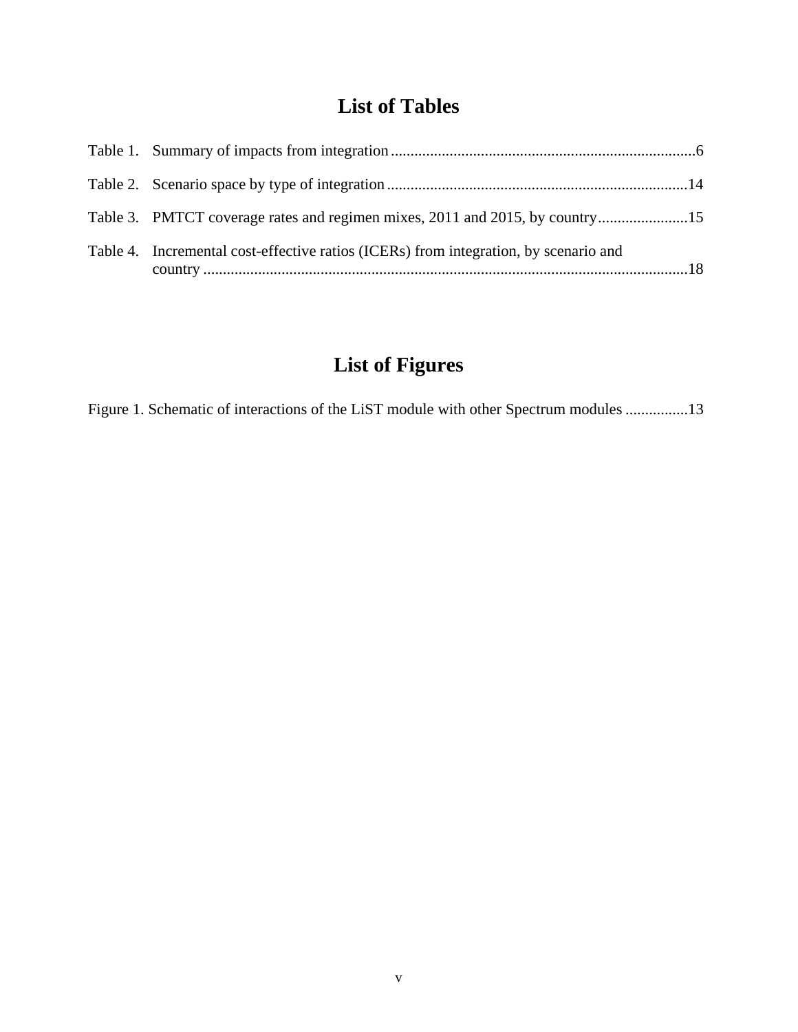# List of Tables

Table 1. Summary of impacts from integration ....................................................6

Table 2. Scenario space by type of integration ....................................................14

Table 3. PMTCT coverage rates and regimen mixes, 2011 and 2015, by country....................15

Table 4. Incremental cost-effective ratios (ICERs) from integration, by scenario and country ....................................................18

# List of Figures

Figure 1. Schematic of interactions of the LiST module with other Spectrum modules ................13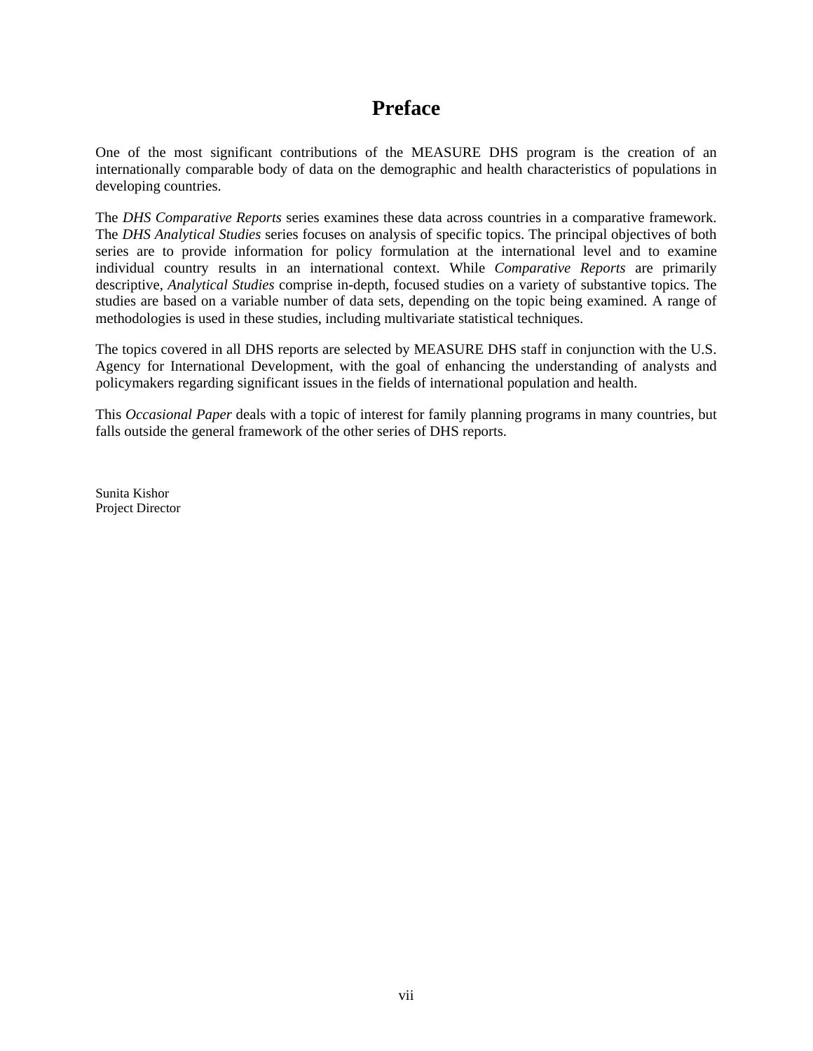# Preface

One of the most significant contributions of the MEASURE DHS program is the creation of an internationally comparable body of data on the demographic and health characteristics of populations in developing countries.

The *DHS Comparative Reports* series examines these data across countries in a comparative framework. The *DHS Analytical Studies* series focuses on analysis of specific topics. The principal objectives of both series are to provide information for policy formulation at the international level and to examine individual country results in an international context. While *Comparative Reports* are primarily descriptive, *Analytical Studies* comprise in-depth, focused studies on a variety of substantive topics. The studies are based on a variable number of data sets, depending on the topic being examined. A range of methodologies is used in these studies, including multivariate statistical techniques.

The topics covered in all DHS reports are selected by MEASURE DHS staff in conjunction with the U.S. Agency for International Development, with the goal of enhancing the understanding of analysts and policymakers regarding significant issues in the fields of international population and health.

This *Occasional Paper* deals with a topic of interest for family planning programs in many countries, but falls outside the general framework of the other series of DHS reports.

Sunita Kishor
Project Director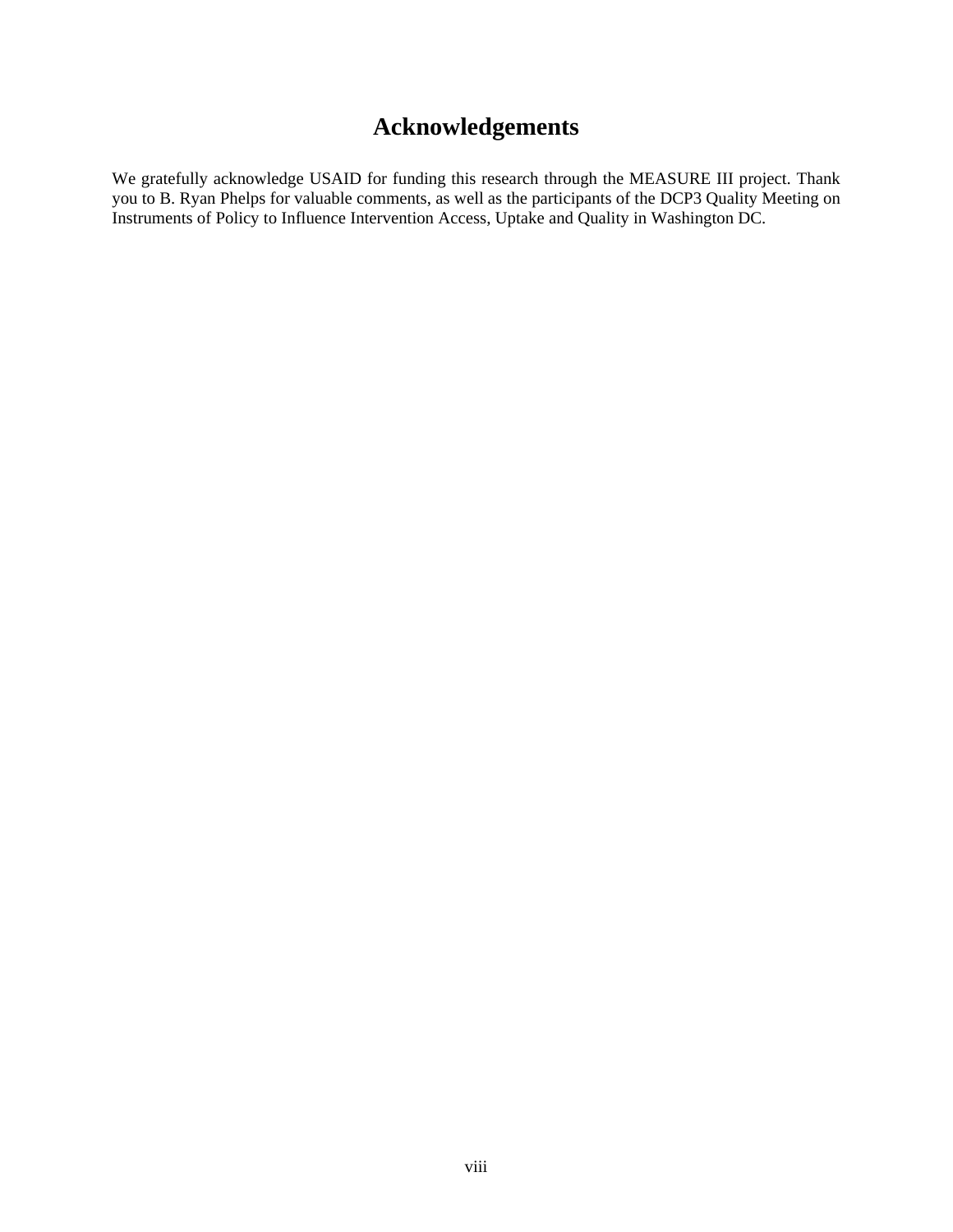# Acknowledgements

We gratefully acknowledge USAID for funding this research through the MEASURE III project. Thank you to B. Ryan Phelps for valuable comments, as well as the participants of the DCP3 Quality Meeting on Instruments of Policy to Influence Intervention Access, Uptake and Quality in Washington DC.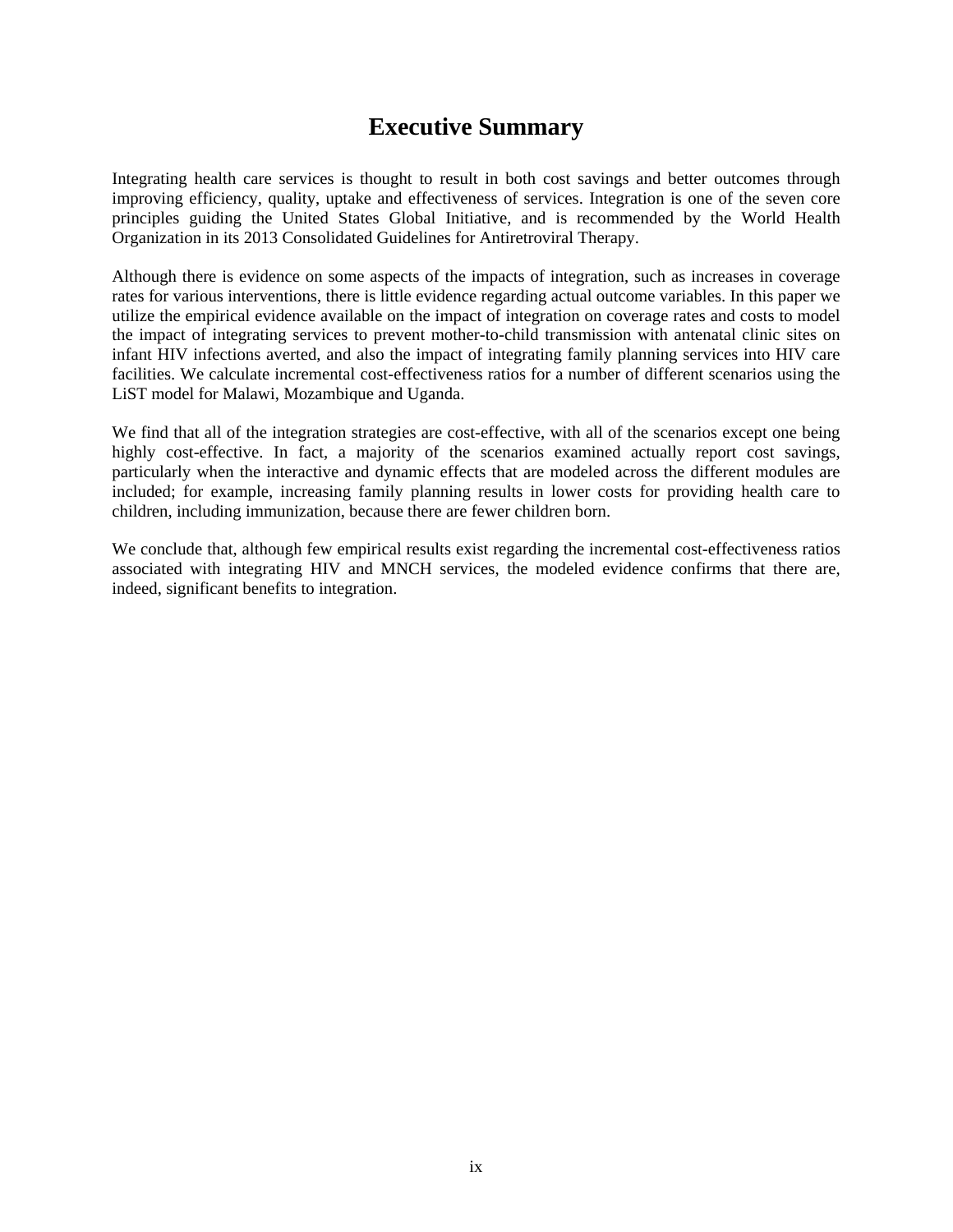# Executive Summary

Integrating health care services is thought to result in both cost savings and better outcomes through improving efficiency, quality, uptake and effectiveness of services. Integration is one of the seven core principles guiding the United States Global Initiative, and is recommended by the World Health Organization in its 2013 Consolidated Guidelines for Antiretroviral Therapy.

Although there is evidence on some aspects of the impacts of integration, such as increases in coverage rates for various interventions, there is little evidence regarding actual outcome variables. In this paper we utilize the empirical evidence available on the impact of integration on coverage rates and costs to model the impact of integrating services to prevent mother-to-child transmission with antenatal clinic sites on infant HIV infections averted, and also the impact of integrating family planning services into HIV care facilities. We calculate incremental cost-effectiveness ratios for a number of different scenarios using the LiST model for Malawi, Mozambique and Uganda.

We find that all of the integration strategies are cost-effective, with all of the scenarios except one being highly cost-effective. In fact, a majority of the scenarios examined actually report cost savings, particularly when the interactive and dynamic effects that are modeled across the different modules are included; for example, increasing family planning results in lower costs for providing health care to children, including immunization, because there are fewer children born.

We conclude that, although few empirical results exist regarding the incremental cost-effectiveness ratios associated with integrating HIV and MNCH services, the modeled evidence confirms that there are, indeed, significant benefits to integration.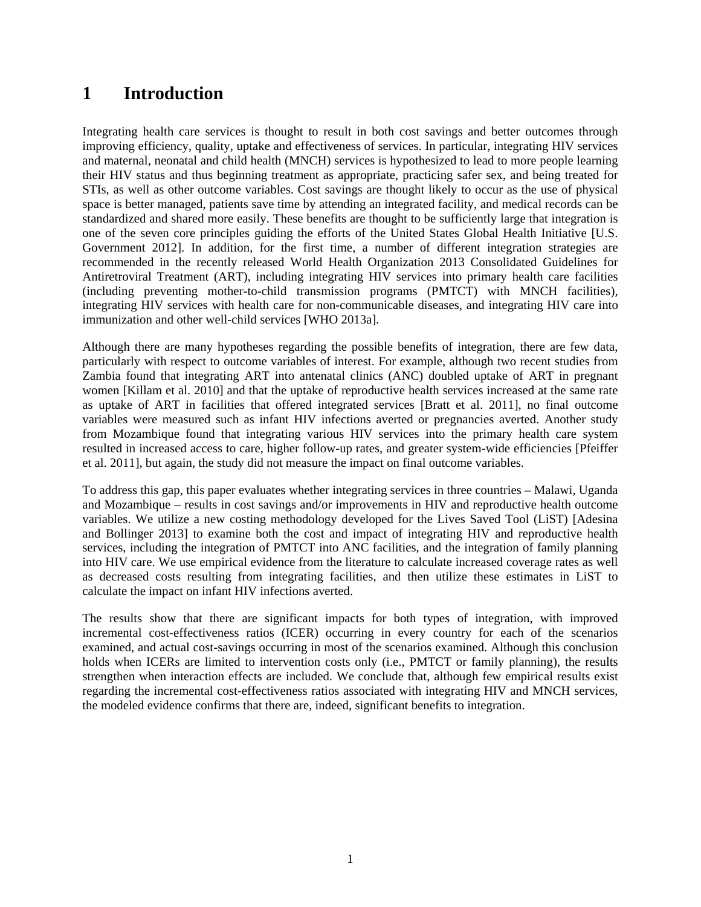# 1 Introduction

Integrating health care services is thought to result in both cost savings and better outcomes through improving efficiency, quality, uptake and effectiveness of services. In particular, integrating HIV services and maternal, neonatal and child health (MNCH) services is hypothesized to lead to more people learning their HIV status and thus beginning treatment as appropriate, practicing safer sex, and being treated for STIs, as well as other outcome variables. Cost savings are thought likely to occur as the use of physical space is better managed, patients save time by attending an integrated facility, and medical records can be standardized and shared more easily. These benefits are thought to be sufficiently large that integration is one of the seven core principles guiding the efforts of the United States Global Health Initiative [U.S. Government 2012]. In addition, for the first time, a number of different integration strategies are recommended in the recently released World Health Organization 2013 Consolidated Guidelines for Antiretroviral Treatment (ART), including integrating HIV services into primary health care facilities (including preventing mother-to-child transmission programs (PMTCT) with MNCH facilities), integrating HIV services with health care for non-communicable diseases, and integrating HIV care into immunization and other well-child services [WHO 2013a].

Although there are many hypotheses regarding the possible benefits of integration, there are few data, particularly with respect to outcome variables of interest. For example, although two recent studies from Zambia found that integrating ART into antenatal clinics (ANC) doubled uptake of ART in pregnant women [Killam et al. 2010] and that the uptake of reproductive health services increased at the same rate as uptake of ART in facilities that offered integrated services [Bratt et al. 2011], no final outcome variables were measured such as infant HIV infections averted or pregnancies averted. Another study from Mozambique found that integrating various HIV services into the primary health care system resulted in increased access to care, higher follow-up rates, and greater system-wide efficiencies [Pfeiffer et al. 2011], but again, the study did not measure the impact on final outcome variables.

To address this gap, this paper evaluates whether integrating services in three countries – Malawi, Uganda and Mozambique – results in cost savings and/or improvements in HIV and reproductive health outcome variables. We utilize a new costing methodology developed for the Lives Saved Tool (LiST) [Adesina and Bollinger 2013] to examine both the cost and impact of integrating HIV and reproductive health services, including the integration of PMTCT into ANC facilities, and the integration of family planning into HIV care. We use empirical evidence from the literature to calculate increased coverage rates as well as decreased costs resulting from integrating facilities, and then utilize these estimates in LiST to calculate the impact on infant HIV infections averted.

The results show that there are significant impacts for both types of integration, with improved incremental cost-effectiveness ratios (ICER) occurring in every country for each of the scenarios examined, and actual cost-savings occurring in most of the scenarios examined. Although this conclusion holds when ICERs are limited to intervention costs only (i.e., PMTCT or family planning), the results strengthen when interaction effects are included. We conclude that, although few empirical results exist regarding the incremental cost-effectiveness ratios associated with integrating HIV and MNCH services, the modeled evidence confirms that there are, indeed, significant benefits to integration.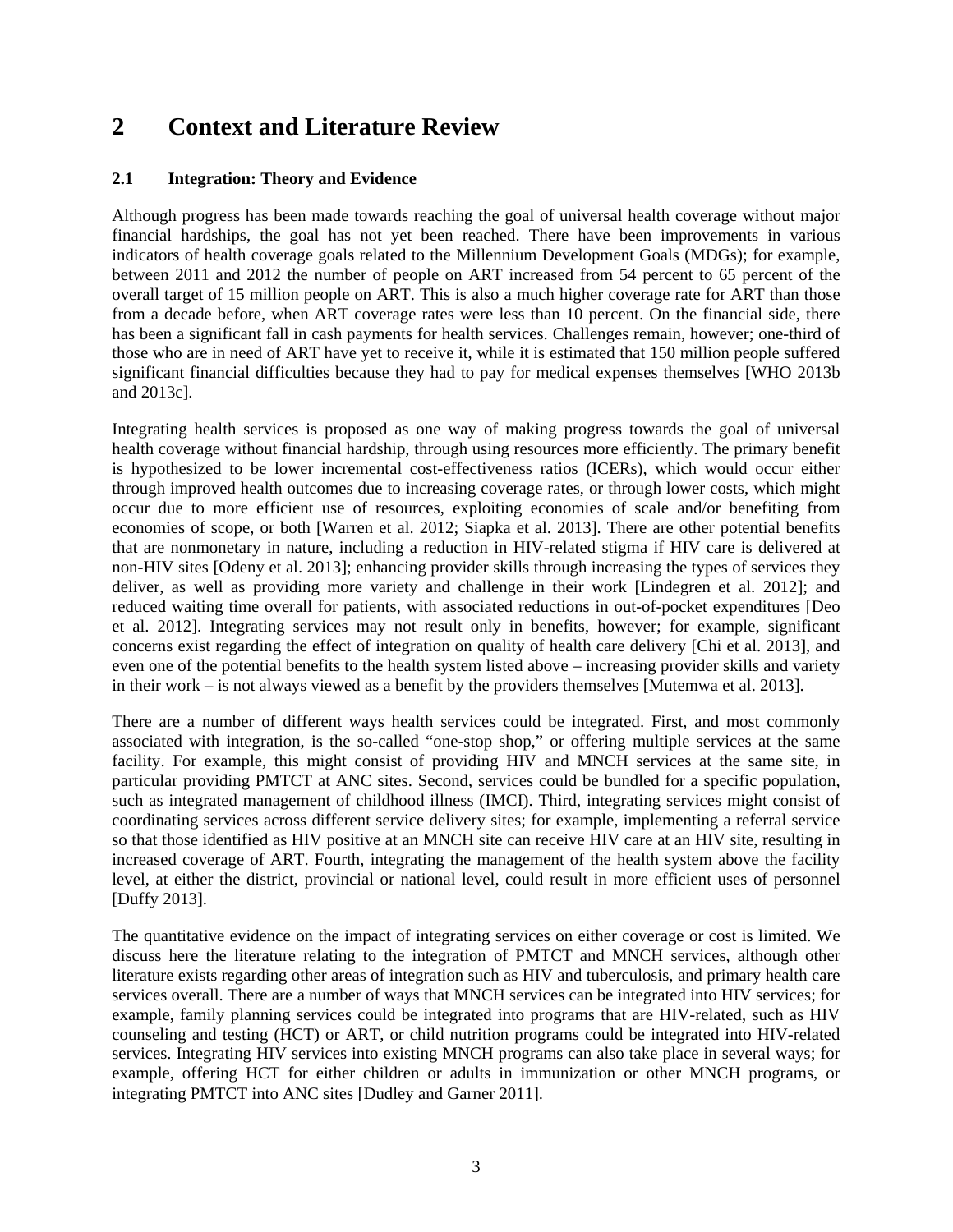# 2 Context and Literature Review

## 2.1 Integration: Theory and Evidence

Although progress has been made towards reaching the goal of universal health coverage without major financial hardships, the goal has not yet been reached. There have been improvements in various indicators of health coverage goals related to the Millennium Development Goals (MDGs); for example, between 2011 and 2012 the number of people on ART increased from 54 percent to 65 percent of the overall target of 15 million people on ART. This is also a much higher coverage rate for ART than those from a decade before, when ART coverage rates were less than 10 percent. On the financial side, there has been a significant fall in cash payments for health services. Challenges remain, however; one-third of those who are in need of ART have yet to receive it, while it is estimated that 150 million people suffered significant financial difficulties because they had to pay for medical expenses themselves [WHO 2013b and 2013c].

Integrating health services is proposed as one way of making progress towards the goal of universal health coverage without financial hardship, through using resources more efficiently. The primary benefit is hypothesized to be lower incremental cost-effectiveness ratios (ICERs), which would occur either through improved health outcomes due to increasing coverage rates, or through lower costs, which might occur due to more efficient use of resources, exploiting economies of scale and/or benefiting from economies of scope, or both [Warren et al. 2012; Siapka et al. 2013]. There are other potential benefits that are nonmonetary in nature, including a reduction in HIV-related stigma if HIV care is delivered at non-HIV sites [Odeny et al. 2013]; enhancing provider skills through increasing the types of services they deliver, as well as providing more variety and challenge in their work [Lindegren et al. 2012]; and reduced waiting time overall for patients, with associated reductions in out-of-pocket expenditures [Deo et al. 2012]. Integrating services may not result only in benefits, however; for example, significant concerns exist regarding the effect of integration on quality of health care delivery [Chi et al. 2013], and even one of the potential benefits to the health system listed above – increasing provider skills and variety in their work – is not always viewed as a benefit by the providers themselves [Mutemwa et al. 2013].

There are a number of different ways health services could be integrated. First, and most commonly associated with integration, is the so-called "one-stop shop," or offering multiple services at the same facility. For example, this might consist of providing HIV and MNCH services at the same site, in particular providing PMTCT at ANC sites. Second, services could be bundled for a specific population, such as integrated management of childhood illness (IMCI). Third, integrating services might consist of coordinating services across different service delivery sites; for example, implementing a referral service so that those identified as HIV positive at an MNCH site can receive HIV care at an HIV site, resulting in increased coverage of ART. Fourth, integrating the management of the health system above the facility level, at either the district, provincial or national level, could result in more efficient uses of personnel [Duffy 2013].

The quantitative evidence on the impact of integrating services on either coverage or cost is limited. We discuss here the literature relating to the integration of PMTCT and MNCH services, although other literature exists regarding other areas of integration such as HIV and tuberculosis, and primary health care services overall. There are a number of ways that MNCH services can be integrated into HIV services; for example, family planning services could be integrated into programs that are HIV-related, such as HIV counseling and testing (HCT) or ART, or child nutrition programs could be integrated into HIV-related services. Integrating HIV services into existing MNCH programs can also take place in several ways; for example, offering HCT for either children or adults in immunization or other MNCH programs, or integrating PMTCT into ANC sites [Dudley and Garner 2011].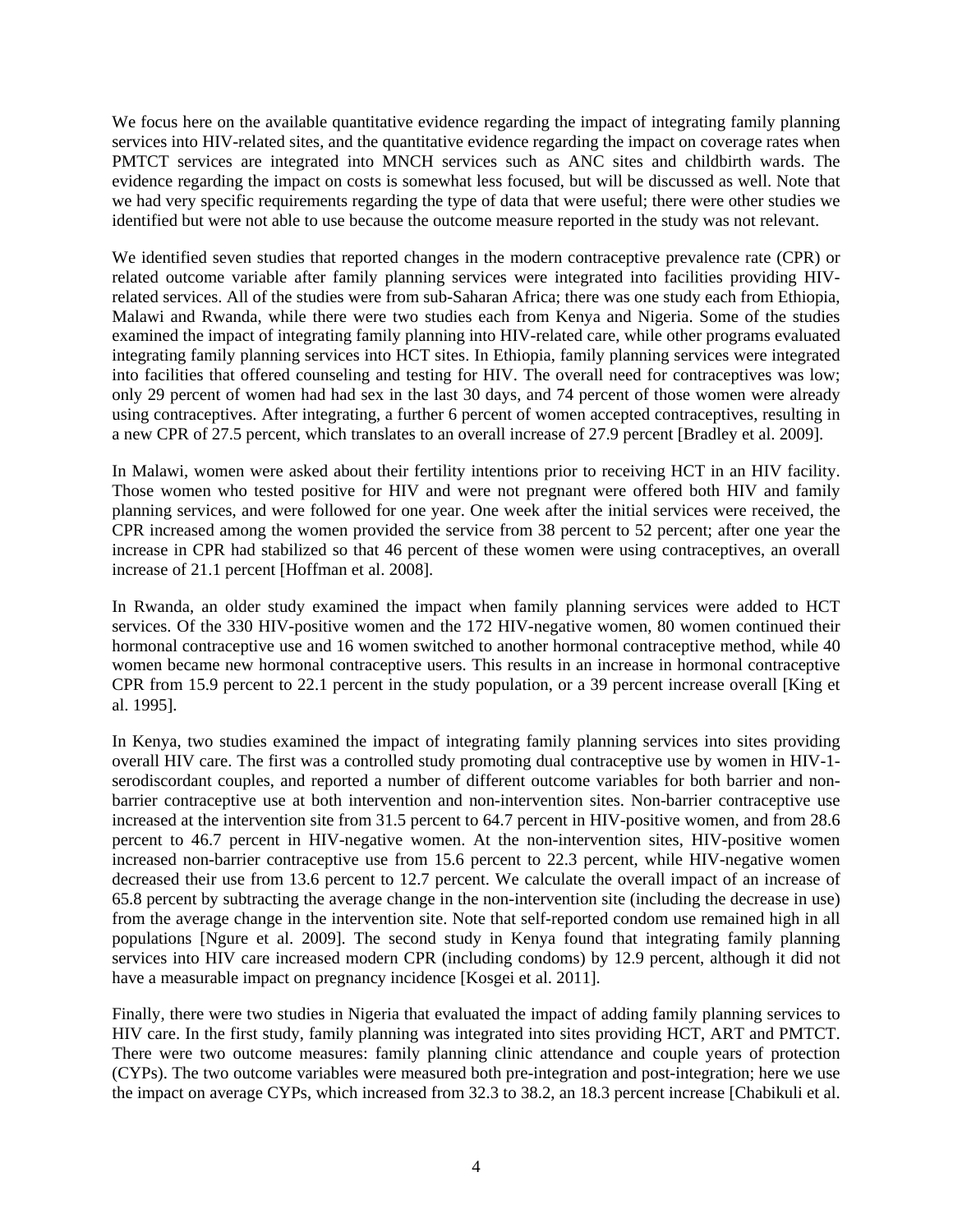We focus here on the available quantitative evidence regarding the impact of integrating family planning services into HIV-related sites, and the quantitative evidence regarding the impact on coverage rates when PMTCT services are integrated into MNCH services such as ANC sites and childbirth wards. The evidence regarding the impact on costs is somewhat less focused, but will be discussed as well. Note that we had very specific requirements regarding the type of data that were useful; there were other studies we identified but were not able to use because the outcome measure reported in the study was not relevant.

We identified seven studies that reported changes in the modern contraceptive prevalence rate (CPR) or related outcome variable after family planning services were integrated into facilities providing HIV-related services. All of the studies were from sub-Saharan Africa; there was one study each from Ethiopia, Malawi and Rwanda, while there were two studies each from Kenya and Nigeria. Some of the studies examined the impact of integrating family planning into HIV-related care, while other programs evaluated integrating family planning services into HCT sites. In Ethiopia, family planning services were integrated into facilities that offered counseling and testing for HIV. The overall need for contraceptives was low; only 29 percent of women had had sex in the last 30 days, and 74 percent of those women were already using contraceptives. After integrating, a further 6 percent of women accepted contraceptives, resulting in a new CPR of 27.5 percent, which translates to an overall increase of 27.9 percent [Bradley et al. 2009].

In Malawi, women were asked about their fertility intentions prior to receiving HCT in an HIV facility. Those women who tested positive for HIV and were not pregnant were offered both HIV and family planning services, and were followed for one year. One week after the initial services were received, the CPR increased among the women provided the service from 38 percent to 52 percent; after one year the increase in CPR had stabilized so that 46 percent of these women were using contraceptives, an overall increase of 21.1 percent [Hoffman et al. 2008].

In Rwanda, an older study examined the impact when family planning services were added to HCT services. Of the 330 HIV-positive women and the 172 HIV-negative women, 80 women continued their hormonal contraceptive use and 16 women switched to another hormonal contraceptive method, while 40 women became new hormonal contraceptive users. This results in an increase in hormonal contraceptive CPR from 15.9 percent to 22.1 percent in the study population, or a 39 percent increase overall [King et al. 1995].

In Kenya, two studies examined the impact of integrating family planning services into sites providing overall HIV care. The first was a controlled study promoting dual contraceptive use by women in HIV-1-serodiscordant couples, and reported a number of different outcome variables for both barrier and non-barrier contraceptive use at both intervention and non-intervention sites. Non-barrier contraceptive use increased at the intervention site from 31.5 percent to 64.7 percent in HIV-positive women, and from 28.6 percent to 46.7 percent in HIV-negative women. At the non-intervention sites, HIV-positive women increased non-barrier contraceptive use from 15.6 percent to 22.3 percent, while HIV-negative women decreased their use from 13.6 percent to 12.7 percent. We calculate the overall impact of an increase of 65.8 percent by subtracting the average change in the non-intervention site (including the decrease in use) from the average change in the intervention site. Note that self-reported condom use remained high in all populations [Ngure et al. 2009]. The second study in Kenya found that integrating family planning services into HIV care increased modern CPR (including condoms) by 12.9 percent, although it did not have a measurable impact on pregnancy incidence [Kosgei et al. 2011].

Finally, there were two studies in Nigeria that evaluated the impact of adding family planning services to HIV care. In the first study, family planning was integrated into sites providing HCT, ART and PMTCT. There were two outcome measures: family planning clinic attendance and couple years of protection (CYPs). The two outcome variables were measured both pre-integration and post-integration; here we use the impact on average CYPs, which increased from 32.3 to 38.2, an 18.3 percent increase [Chabikuli et al.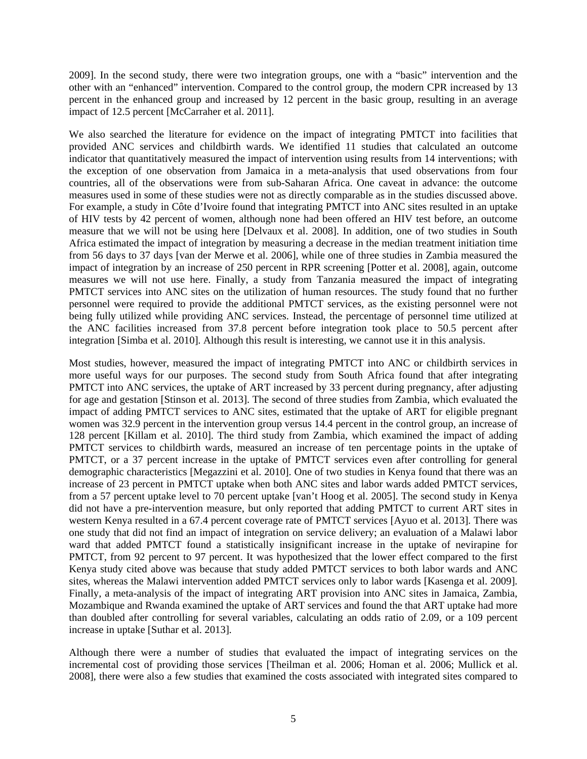2009]. In the second study, there were two integration groups, one with a "basic" intervention and the other with an "enhanced" intervention. Compared to the control group, the modern CPR increased by 13 percent in the enhanced group and increased by 12 percent in the basic group, resulting in an average impact of 12.5 percent [McCarraher et al. 2011].

We also searched the literature for evidence on the impact of integrating PMTCT into facilities that provided ANC services and childbirth wards. We identified 11 studies that calculated an outcome indicator that quantitatively measured the impact of intervention using results from 14 interventions; with the exception of one observation from Jamaica in a meta-analysis that used observations from four countries, all of the observations were from sub-Saharan Africa. One caveat in advance: the outcome measures used in some of these studies were not as directly comparable as in the studies discussed above. For example, a study in Côte d'Ivoire found that integrating PMTCT into ANC sites resulted in an uptake of HIV tests by 42 percent of women, although none had been offered an HIV test before, an outcome measure that we will not be using here [Delvaux et al. 2008]. In addition, one of two studies in South Africa estimated the impact of integration by measuring a decrease in the median treatment initiation time from 56 days to 37 days [van der Merwe et al. 2006], while one of three studies in Zambia measured the impact of integration by an increase of 250 percent in RPR screening [Potter et al. 2008], again, outcome measures we will not use here. Finally, a study from Tanzania measured the impact of integrating PMTCT services into ANC sites on the utilization of human resources. The study found that no further personnel were required to provide the additional PMTCT services, as the existing personnel were not being fully utilized while providing ANC services. Instead, the percentage of personnel time utilized at the ANC facilities increased from 37.8 percent before integration took place to 50.5 percent after integration [Simba et al. 2010]. Although this result is interesting, we cannot use it in this analysis.

Most studies, however, measured the impact of integrating PMTCT into ANC or childbirth services in more useful ways for our purposes. The second study from South Africa found that after integrating PMTCT into ANC services, the uptake of ART increased by 33 percent during pregnancy, after adjusting for age and gestation [Stinson et al. 2013]. The second of three studies from Zambia, which evaluated the impact of adding PMTCT services to ANC sites, estimated that the uptake of ART for eligible pregnant women was 32.9 percent in the intervention group versus 14.4 percent in the control group, an increase of 128 percent [Killam et al. 2010]. The third study from Zambia, which examined the impact of adding PMTCT services to childbirth wards, measured an increase of ten percentage points in the uptake of PMTCT, or a 37 percent increase in the uptake of PMTCT services even after controlling for general demographic characteristics [Megazzini et al. 2010]. One of two studies in Kenya found that there was an increase of 23 percent in PMTCT uptake when both ANC sites and labor wards added PMTCT services, from a 57 percent uptake level to 70 percent uptake [van't Hoog et al. 2005]. The second study in Kenya did not have a pre-intervention measure, but only reported that adding PMTCT to current ART sites in western Kenya resulted in a 67.4 percent coverage rate of PMTCT services [Ayuo et al. 2013]. There was one study that did not find an impact of integration on service delivery; an evaluation of a Malawi labor ward that added PMTCT found a statistically insignificant increase in the uptake of nevirapine for PMTCT, from 92 percent to 97 percent. It was hypothesized that the lower effect compared to the first Kenya study cited above was because that study added PMTCT services to both labor wards and ANC sites, whereas the Malawi intervention added PMTCT services only to labor wards [Kasenga et al. 2009]. Finally, a meta-analysis of the impact of integrating ART provision into ANC sites in Jamaica, Zambia, Mozambique and Rwanda examined the uptake of ART services and found the that ART uptake had more than doubled after controlling for several variables, calculating an odds ratio of 2.09, or a 109 percent increase in uptake [Suthar et al. 2013].

Although there were a number of studies that evaluated the impact of integrating services on the incremental cost of providing those services [Theilman et al. 2006; Homan et al. 2006; Mullick et al. 2008], there were also a few studies that examined the costs associated with integrated sites compared to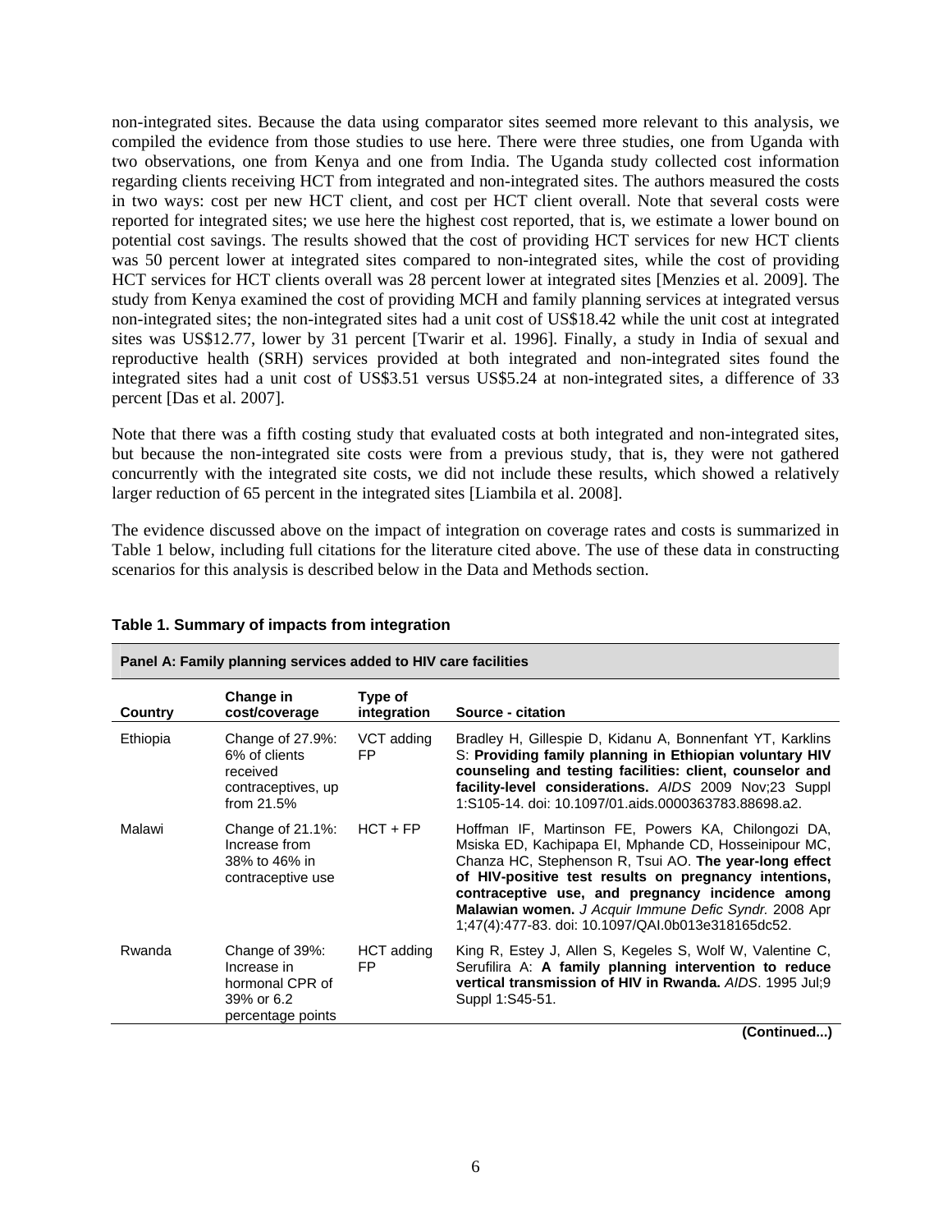non-integrated sites. Because the data using comparator sites seemed more relevant to this analysis, we compiled the evidence from those studies to use here. There were three studies, one from Uganda with two observations, one from Kenya and one from India. The Uganda study collected cost information regarding clients receiving HCT from integrated and non-integrated sites. The authors measured the costs in two ways: cost per new HCT client, and cost per HCT client overall. Note that several costs were reported for integrated sites; we use here the highest cost reported, that is, we estimate a lower bound on potential cost savings. The results showed that the cost of providing HCT services for new HCT clients was 50 percent lower at integrated sites compared to non-integrated sites, while the cost of providing HCT services for HCT clients overall was 28 percent lower at integrated sites [Menzies et al. 2009]. The study from Kenya examined the cost of providing MCH and family planning services at integrated versus non-integrated sites; the non-integrated sites had a unit cost of US$18.42 while the unit cost at integrated sites was US$12.77, lower by 31 percent [Twarir et al. 1996]. Finally, a study in India of sexual and reproductive health (SRH) services provided at both integrated and non-integrated sites found the integrated sites had a unit cost of US$3.51 versus US$5.24 at non-integrated sites, a difference of 33 percent [Das et al. 2007].

Note that there was a fifth costing study that evaluated costs at both integrated and non-integrated sites, but because the non-integrated site costs were from a previous study, that is, they were not gathered concurrently with the integrated site costs, we did not include these results, which showed a relatively larger reduction of 65 percent in the integrated sites [Liambila et al. 2008].

The evidence discussed above on the impact of integration on coverage rates and costs is summarized in Table 1 below, including full citations for the literature cited above. The use of these data in constructing scenarios for this analysis is described below in the Data and Methods section.

**Table 1. Summary of impacts from integration**

| **Panel A: Family planning services added to HIV care facilities** | | | |
|---|---|---|---|
| **Country** | **Change in cost/coverage** | **Type of integration** | **Source - citation** |
| Ethiopia | Change of 27.9%: 6% of clients received contraceptives, up from 21.5% | VCT adding FP | Bradley H, Gillespie D, Kidanu A, Bonnenfant YT, Karklins S: **Providing family planning in Ethiopian voluntary HIV counseling and testing facilities: client, counselor and facility-level considerations.** *AIDS* 2009 Nov;23 Suppl 1:S105-14. doi: 10.1097/01.aids.0000363783.88698.a2. |
| Malawi | Change of 21.1%: Increase from 38% to 46% in contraceptive use | HCT + FP | Hoffman IF, Martinson FE, Powers KA, Chilongozi DA, Msiska ED, Kachipapa EI, Mphande CD, Hosseinipour MC, Chanza HC, Stephenson R, Tsui AO. **The year-long effect of HIV-positive test results on pregnancy intentions, contraceptive use, and pregnancy incidence among Malawian women.** *J Acquir Immune Defic Syndr.* 2008 Apr 1;47(4):477-83. doi: 10.1097/QAI.0b013e318165dc52. |
| Rwanda | Change of 39%: Increase in hormonal CPR of 39% or 6.2 percentage points | HCT adding FP | King R, Estey J, Allen S, Kegeles S, Wolf W, Valentine C, Serufilira A: **A family planning intervention to reduce vertical transmission of HIV in Rwanda.** *AIDS*. 1995 Jul;9 Suppl 1:S45-51. |

**(Continued...)**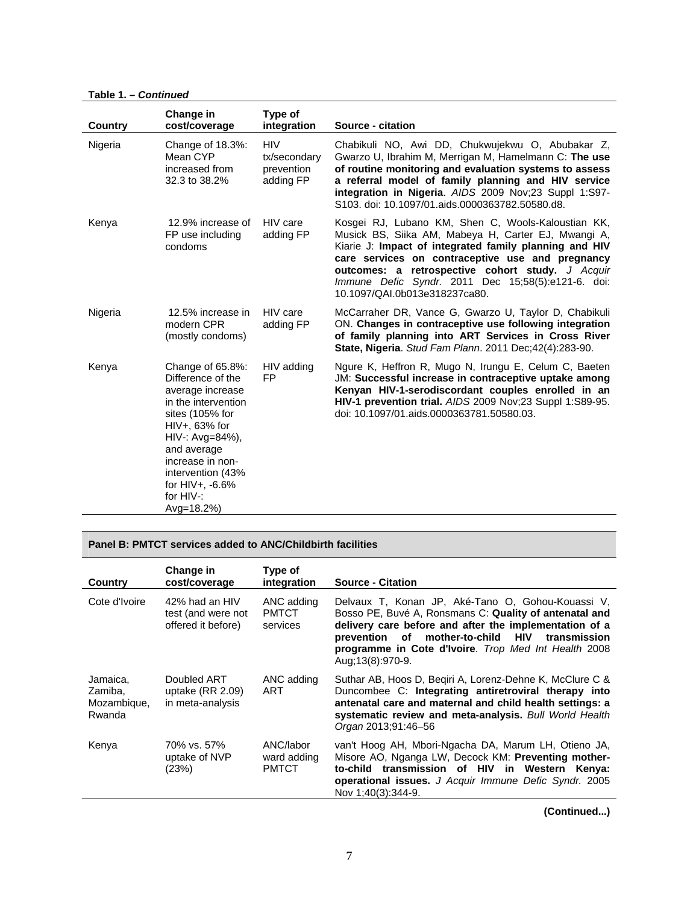**Table 1. – *Continued***

| Country | Change in cost/coverage | Type of integration | Source - citation |
|---|---|---|---|
| Nigeria | Change of 18.3%: Mean CYP increased from 32.3 to 38.2% | HIV tx/secondary prevention adding FP | Chabikuli NO, Awi DD, Chukwujekwu O, Abubakar Z, Gwarzo U, Ibrahim M, Merrigan M, Hamelmann C: **The use of routine monitoring and evaluation systems to assess a referral model of family planning and HIV service integration in Nigeria**. *AIDS* 2009 Nov;23 Suppl 1:S97-S103. doi: 10.1097/01.aids.0000363782.50580.d8. |
| Kenya | 12.9% increase of FP use including condoms | HIV care adding FP | Kosgei RJ, Lubano KM, Shen C, Wools-Kaloustian KK, Musick BS, Siika AM, Mabeya H, Carter EJ, Mwangi A, Kiarie J: **Impact of integrated family planning and HIV care services on contraceptive use and pregnancy outcomes: a retrospective cohort study.** *J Acquir Immune Defic Syndr.* 2011 Dec 15;58(5):e121-6. doi: 10.1097/QAI.0b013e318237ca80. |
| Nigeria | 12.5% increase in modern CPR (mostly condoms) | HIV care adding FP | McCarraher DR, Vance G, Gwarzo U, Taylor D, Chabikuli ON. **Changes in contraceptive use following integration of family planning into ART Services in Cross River State, Nigeria**. *Stud Fam Plann*. 2011 Dec;42(4):283-90. |
| Kenya | Change of 65.8%: Difference of the average increase in the intervention sites (105% for HIV+, 63% for HIV-: Avg=84%), and average increase in non-intervention (43% for HIV+, -6.6% for HIV-: Avg=18.2%) | HIV adding FP | Ngure K, Heffron R, Mugo N, Irungu E, Celum C, Baeten JM: **Successful increase in contraceptive uptake among Kenyan HIV-1-serodiscordant couples enrolled in an HIV-1 prevention trial.** *AIDS* 2009 Nov;23 Suppl 1:S89-95. doi: 10.1097/01.aids.0000363781.50580.03. |

**Panel B: PMTCT services added to ANC/Childbirth facilities**

| Country | Change in cost/coverage | Type of integration | Source - Citation |
|---|---|---|---|
| Cote d'Ivoire | 42% had an HIV test (and were not offered it before) | ANC adding PMTCT services | Delvaux T, Konan JP, Aké-Tano O, Gohou-Kouassi V, Bosso PE, Buvé A, Ronsmans C: **Quality of antenatal and delivery care before and after the implementation of a prevention of mother-to-child HIV transmission programme in Cote d'Ivoire**. *Trop Med Int Health* 2008 Aug;13(8):970-9. |
| Jamaica, Zamiba, Mozambique, Rwanda | Doubled ART uptake (RR 2.09) in meta-analysis | ANC adding ART | Suthar AB, Hoos D, Beqiri A, Lorenz-Dehne K, McClure C & Duncombee C: **Integrating antiretroviral therapy into antenatal care and maternal and child health settings: a systematic review and meta-analysis.** *Bull World Health Organ* 2013;91:46–56 |
| Kenya | 70% vs. 57% uptake of NVP (23%) | ANC/labor ward adding PMTCT | van't Hoog AH, Mbori-Ngacha DA, Marum LH, Otieno JA, Misore AO, Nganga LW, Decock KM: **Preventing mother-to-child transmission of HIV in Western Kenya: operational issues.** *J Acquir Immune Defic Syndr.* 2005 Nov 1;40(3):344-9. |

**(Continued...)**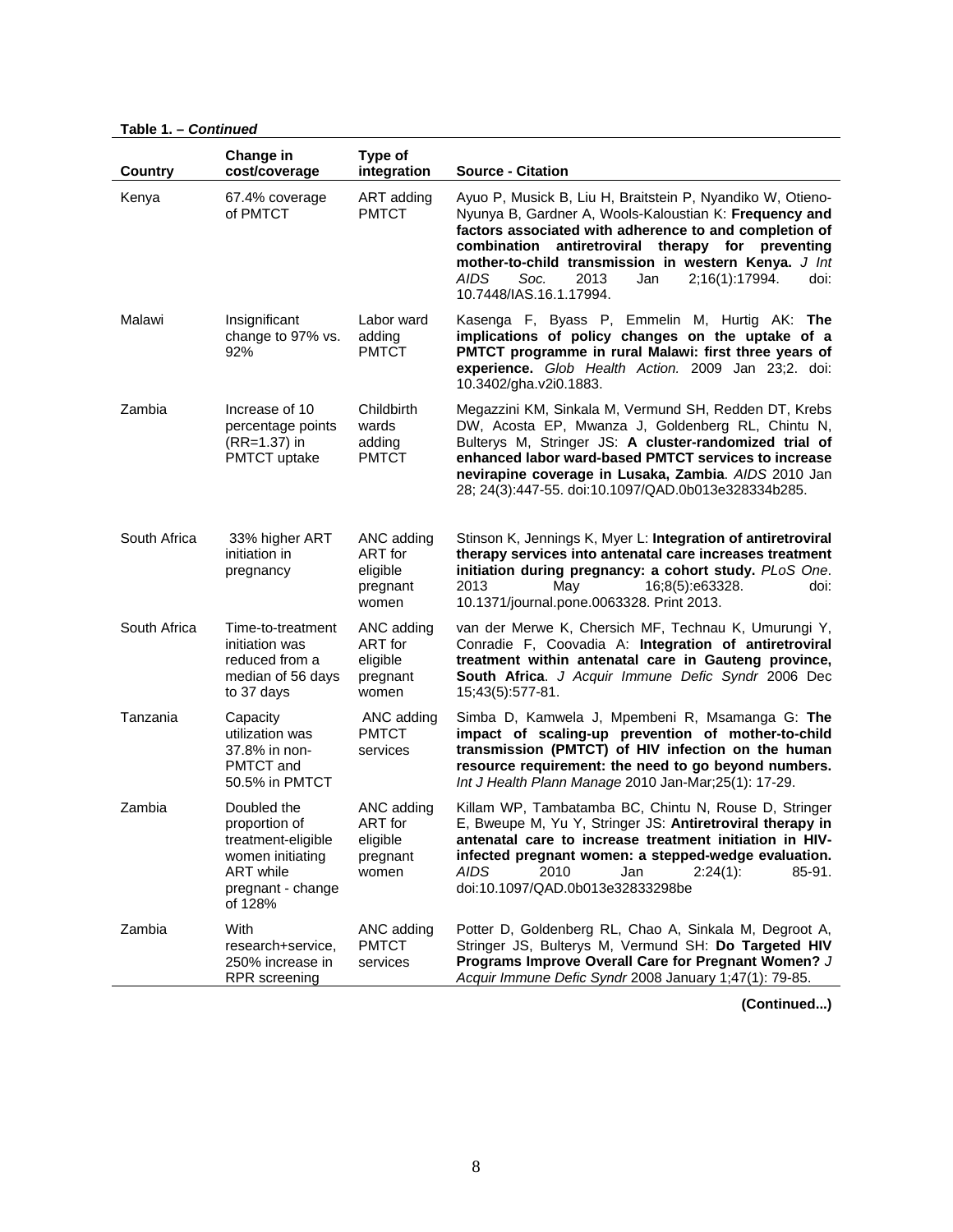**Table 1. – *Continued***

| Country | Change in cost/coverage | Type of integration | Source - Citation |
|---|---|---|---|
| Kenya | 67.4% coverage of PMTCT | ART adding PMTCT | Ayuo P, Musick B, Liu H, Braitstein P, Nyandiko W, Otieno-Nyunya B, Gardner A, Wools-Kaloustian K: **Frequency and factors associated with adherence to and completion of combination antiretroviral therapy for preventing mother-to-child transmission in western Kenya.** *J Int AIDS Soc.* 2013 Jan 2;16(1):17994. doi: 10.7448/IAS.16.1.17994. |
| Malawi | Insignificant change to 97% vs. 92% | Labor ward adding PMTCT | Kasenga F, Byass P, Emmelin M, Hurtig AK: **The implications of policy changes on the uptake of a PMTCT programme in rural Malawi: first three years of experience.** *Glob Health Action.* 2009 Jan 23;2. doi: 10.3402/gha.v2i0.1883. |
| Zambia | Increase of 10 percentage points (RR=1.37) in PMTCT uptake | Childbirth wards adding PMTCT | Megazzini KM, Sinkala M, Vermund SH, Redden DT, Krebs DW, Acosta EP, Mwanza J, Goldenberg RL, Chintu N, Bulterys M, Stringer JS: **A cluster-randomized trial of enhanced labor ward-based PMTCT services to increase nevirapine coverage in Lusaka, Zambia**. *AIDS* 2010 Jan 28; 24(3):447-55. doi:10.1097/QAD.0b013e328334b285. |
| South Africa | 33% higher ART initiation in pregnancy | ANC adding ART for eligible pregnant women | Stinson K, Jennings K, Myer L: **Integration of antiretroviral therapy services into antenatal care increases treatment initiation during pregnancy: a cohort study.** *PLoS One*. 2013 May 16;8(5):e63328. doi: 10.1371/journal.pone.0063328. Print 2013. |
| South Africa | Time-to-treatment initiation was reduced from a median of 56 days to 37 days | ANC adding ART for eligible pregnant women | van der Merwe K, Chersich MF, Technau K, Umurungi Y, Conradie F, Coovadia A: **Integration of antiretroviral treatment within antenatal care in Gauteng province, South Africa**. *J Acquir Immune Defic Syndr* 2006 Dec 15;43(5):577-81. |
| Tanzania | Capacity utilization was 37.8% in non-PMTCT and 50.5% in PMTCT | ANC adding PMTCT services | Simba D, Kamwela J, Mpembeni R, Msamanga G: **The impact of scaling-up prevention of mother-to-child transmission (PMTCT) of HIV infection on the human resource requirement: the need to go beyond numbers.** *Int J Health Plann Manage* 2010 Jan-Mar;25(1): 17-29. |
| Zambia | Doubled the proportion of treatment-eligible women initiating ART while pregnant - change of 128% | ANC adding ART for eligible pregnant women | Killam WP, Tambatamba BC, Chintu N, Rouse D, Stringer E, Bweupe M, Yu Y, Stringer JS: **Antiretroviral therapy in antenatal care to increase treatment initiation in HIV-infected pregnant women: a stepped-wedge evaluation.** *AIDS* 2010 Jan 2:24(1): 85-91. doi:10.1097/QAD.0b013e32833298be |
| Zambia | With research+service, 250% increase in RPR screening | ANC adding PMTCT services | Potter D, Goldenberg RL, Chao A, Sinkala M, Degroot A, Stringer JS, Bulterys M, Vermund SH: **Do Targeted HIV Programs Improve Overall Care for Pregnant Women?** *J Acquir Immune Defic Syndr* 2008 January 1;47(1): 79-85. |

**(Continued...)**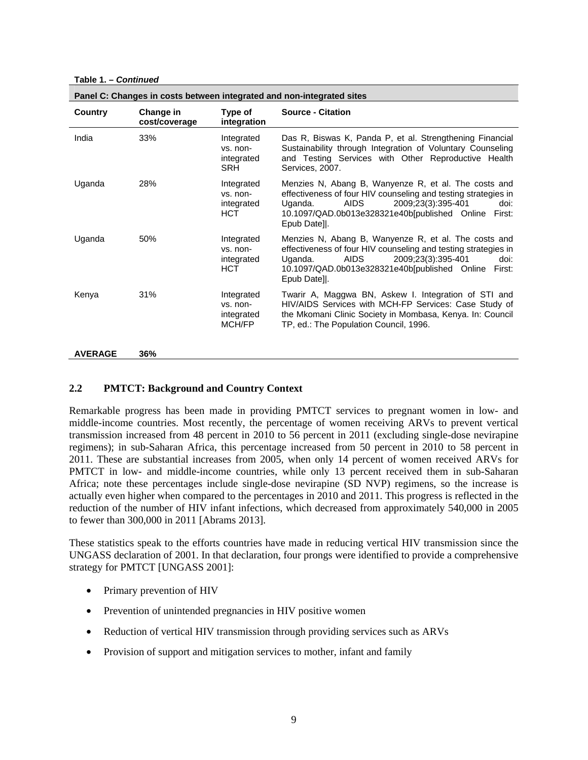**Table 1. – *Continued***

| Panel C: Changes in costs between integrated and non-integrated sites | | | |
|---|---|---|---|
| **Country** | **Change in cost/coverage** | **Type of integration** | **Source - Citation** |
| India | 33% | Integrated vs. non-integrated SRH | Das R, Biswas K, Panda P, et al. Strengthening Financial Sustainability through Integration of Voluntary Counseling and Testing Services with Other Reproductive Health Services, 2007. |
| Uganda | 28% | Integrated vs. non-integrated HCT | Menzies N, Abang B, Wanyenze R, et al. The costs and effectiveness of four HIV counseling and testing strategies in Uganda. AIDS 2009;23(3):395-401 doi: 10.1097/QAD.0b013e328321e40b[published Online First: Epub Date]\|. |
| Uganda | 50% | Integrated vs. non-integrated HCT | Menzies N, Abang B, Wanyenze R, et al. The costs and effectiveness of four HIV counseling and testing strategies in Uganda. AIDS 2009;23(3):395-401 doi: 10.1097/QAD.0b013e328321e40b[published Online First: Epub Date]\|. |
| Kenya | 31% | Integrated vs. non-integrated MCH/FP | Twarir A, Maggwa BN, Askew I. Integration of STI and HIV/AIDS Services with MCH-FP Services: Case Study of the Mkomani Clinic Society in Mombasa, Kenya. In: Council TP, ed.: The Population Council, 1996. |
| **AVERAGE** | **36%** | | |

## 2.2 PMTCT: Background and Country Context

Remarkable progress has been made in providing PMTCT services to pregnant women in low- and middle-income countries. Most recently, the percentage of women receiving ARVs to prevent vertical transmission increased from 48 percent in 2010 to 56 percent in 2011 (excluding single-dose nevirapine regimens); in sub-Saharan Africa, this percentage increased from 50 percent in 2010 to 58 percent in 2011. These are substantial increases from 2005, when only 14 percent of women received ARVs for PMTCT in low- and middle-income countries, while only 13 percent received them in sub-Saharan Africa; note these percentages include single-dose nevirapine (SD NVP) regimens, so the increase is actually even higher when compared to the percentages in 2010 and 2011. This progress is reflected in the reduction of the number of HIV infant infections, which decreased from approximately 540,000 in 2005 to fewer than 300,000 in 2011 [Abrams 2013].

These statistics speak to the efforts countries have made in reducing vertical HIV transmission since the UNGASS declaration of 2001. In that declaration, four prongs were identified to provide a comprehensive strategy for PMTCT [UNGASS 2001]:

- Primary prevention of HIV
- Prevention of unintended pregnancies in HIV positive women
- Reduction of vertical HIV transmission through providing services such as ARVs
- Provision of support and mitigation services to mother, infant and family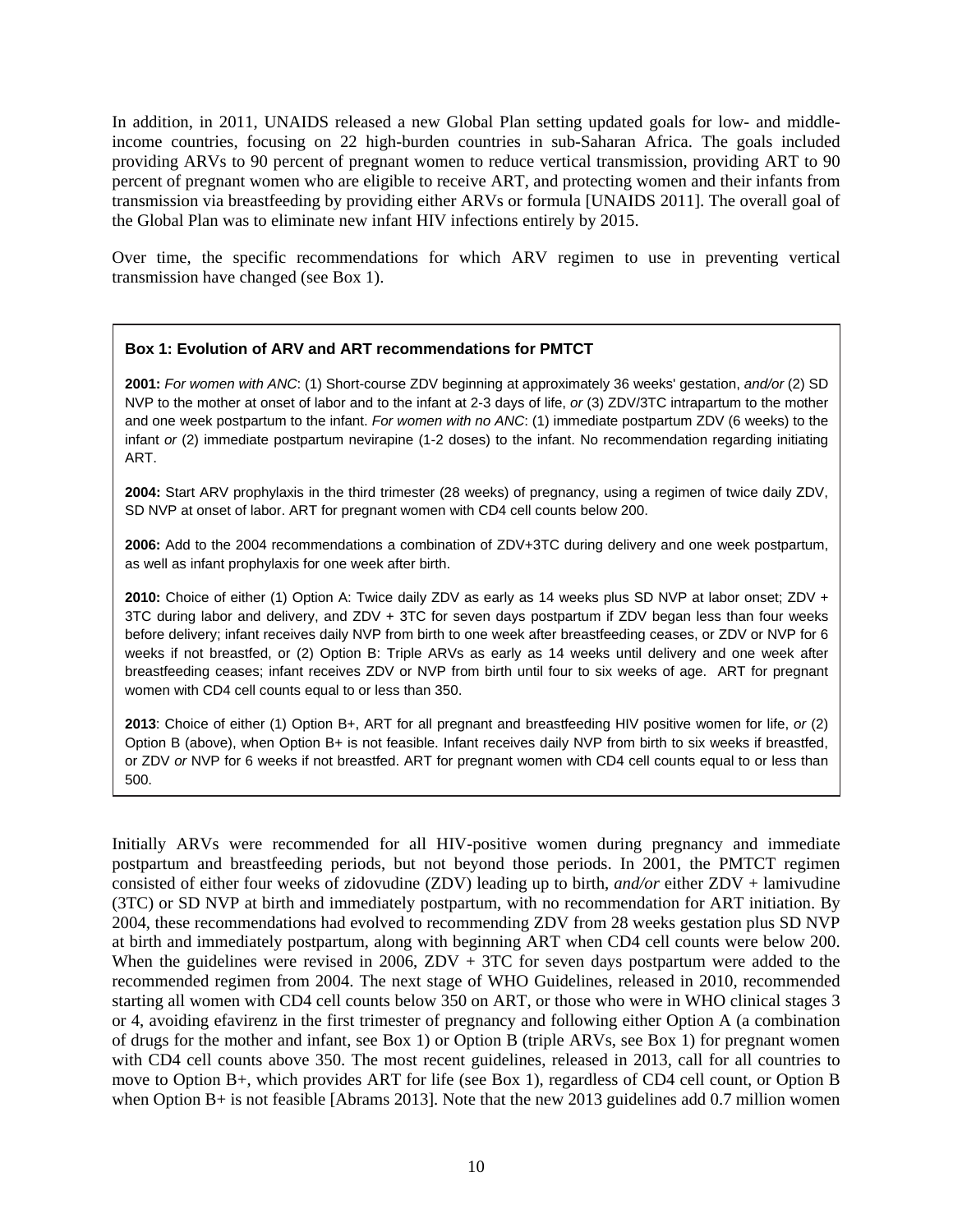In addition, in 2011, UNAIDS released a new Global Plan setting updated goals for low- and middle-income countries, focusing on 22 high-burden countries in sub-Saharan Africa. The goals included providing ARVs to 90 percent of pregnant women to reduce vertical transmission, providing ART to 90 percent of pregnant women who are eligible to receive ART, and protecting women and their infants from transmission via breastfeeding by providing either ARVs or formula [UNAIDS 2011]. The overall goal of the Global Plan was to eliminate new infant HIV infections entirely by 2015.

Over time, the specific recommendations for which ARV regimen to use in preventing vertical transmission have changed (see Box 1).

> **Box 1: Evolution of ARV and ART recommendations for PMTCT**
>
> **2001:** *For women with ANC*: (1) Short-course ZDV beginning at approximately 36 weeks' gestation, *and/or* (2) SD NVP to the mother at onset of labor and to the infant at 2-3 days of life, *or* (3) ZDV/3TC intrapartum to the mother and one week postpartum to the infant. *For women with no ANC*: (1) immediate postpartum ZDV (6 weeks) to the infant *or* (2) immediate postpartum nevirapine (1-2 doses) to the infant. No recommendation regarding initiating ART.
>
> **2004:** Start ARV prophylaxis in the third trimester (28 weeks) of pregnancy, using a regimen of twice daily ZDV, SD NVP at onset of labor. ART for pregnant women with CD4 cell counts below 200.
>
> **2006:** Add to the 2004 recommendations a combination of ZDV+3TC during delivery and one week postpartum, as well as infant prophylaxis for one week after birth.
>
> **2010:** Choice of either (1) Option A: Twice daily ZDV as early as 14 weeks plus SD NVP at labor onset; ZDV + 3TC during labor and delivery, and ZDV + 3TC for seven days postpartum if ZDV began less than four weeks before delivery; infant receives daily NVP from birth to one week after breastfeeding ceases, or ZDV or NVP for 6 weeks if not breastfed, or (2) Option B: Triple ARVs as early as 14 weeks until delivery and one week after breastfeeding ceases; infant receives ZDV or NVP from birth until four to six weeks of age. ART for pregnant women with CD4 cell counts equal to or less than 350.
>
> **2013**: Choice of either (1) Option B+, ART for all pregnant and breastfeeding HIV positive women for life, *or* (2) Option B (above), when Option B+ is not feasible. Infant receives daily NVP from birth to six weeks if breastfed, or ZDV *or* NVP for 6 weeks if not breastfed. ART for pregnant women with CD4 cell counts equal to or less than 500.

Initially ARVs were recommended for all HIV-positive women during pregnancy and immediate postpartum and breastfeeding periods, but not beyond those periods. In 2001, the PMTCT regimen consisted of either four weeks of zidovudine (ZDV) leading up to birth, *and/or* either ZDV + lamivudine (3TC) or SD NVP at birth and immediately postpartum, with no recommendation for ART initiation. By 2004, these recommendations had evolved to recommending ZDV from 28 weeks gestation plus SD NVP at birth and immediately postpartum, along with beginning ART when CD4 cell counts were below 200. When the guidelines were revised in 2006, ZDV + 3TC for seven days postpartum were added to the recommended regimen from 2004. The next stage of WHO Guidelines, released in 2010, recommended starting all women with CD4 cell counts below 350 on ART, or those who were in WHO clinical stages 3 or 4, avoiding efavirenz in the first trimester of pregnancy and following either Option A (a combination of drugs for the mother and infant, see Box 1) or Option B (triple ARVs, see Box 1) for pregnant women with CD4 cell counts above 350. The most recent guidelines, released in 2013, call for all countries to move to Option B+, which provides ART for life (see Box 1), regardless of CD4 cell count, or Option B when Option B+ is not feasible [Abrams 2013]. Note that the new 2013 guidelines add 0.7 million women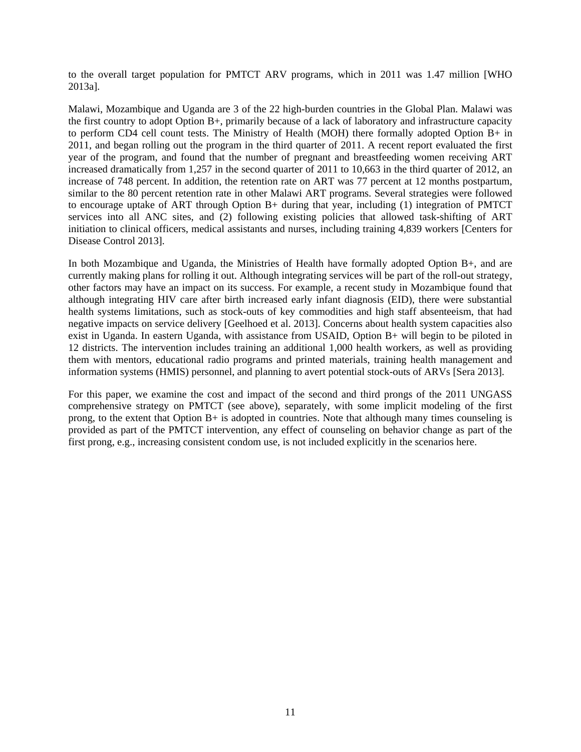to the overall target population for PMTCT ARV programs, which in 2011 was 1.47 million [WHO 2013a].

Malawi, Mozambique and Uganda are 3 of the 22 high-burden countries in the Global Plan. Malawi was the first country to adopt Option B+, primarily because of a lack of laboratory and infrastructure capacity to perform CD4 cell count tests. The Ministry of Health (MOH) there formally adopted Option B+ in 2011, and began rolling out the program in the third quarter of 2011. A recent report evaluated the first year of the program, and found that the number of pregnant and breastfeeding women receiving ART increased dramatically from 1,257 in the second quarter of 2011 to 10,663 in the third quarter of 2012, an increase of 748 percent. In addition, the retention rate on ART was 77 percent at 12 months postpartum, similar to the 80 percent retention rate in other Malawi ART programs. Several strategies were followed to encourage uptake of ART through Option B+ during that year, including (1) integration of PMTCT services into all ANC sites, and (2) following existing policies that allowed task-shifting of ART initiation to clinical officers, medical assistants and nurses, including training 4,839 workers [Centers for Disease Control 2013].

In both Mozambique and Uganda, the Ministries of Health have formally adopted Option B+, and are currently making plans for rolling it out. Although integrating services will be part of the roll-out strategy, other factors may have an impact on its success. For example, a recent study in Mozambique found that although integrating HIV care after birth increased early infant diagnosis (EID), there were substantial health systems limitations, such as stock-outs of key commodities and high staff absenteeism, that had negative impacts on service delivery [Geelhoed et al. 2013]. Concerns about health system capacities also exist in Uganda. In eastern Uganda, with assistance from USAID, Option B+ will begin to be piloted in 12 districts. The intervention includes training an additional 1,000 health workers, as well as providing them with mentors, educational radio programs and printed materials, training health management and information systems (HMIS) personnel, and planning to avert potential stock-outs of ARVs [Sera 2013].

For this paper, we examine the cost and impact of the second and third prongs of the 2011 UNGASS comprehensive strategy on PMTCT (see above), separately, with some implicit modeling of the first prong, to the extent that Option B+ is adopted in countries. Note that although many times counseling is provided as part of the PMTCT intervention, any effect of counseling on behavior change as part of the first prong, e.g., increasing consistent condom use, is not included explicitly in the scenarios here.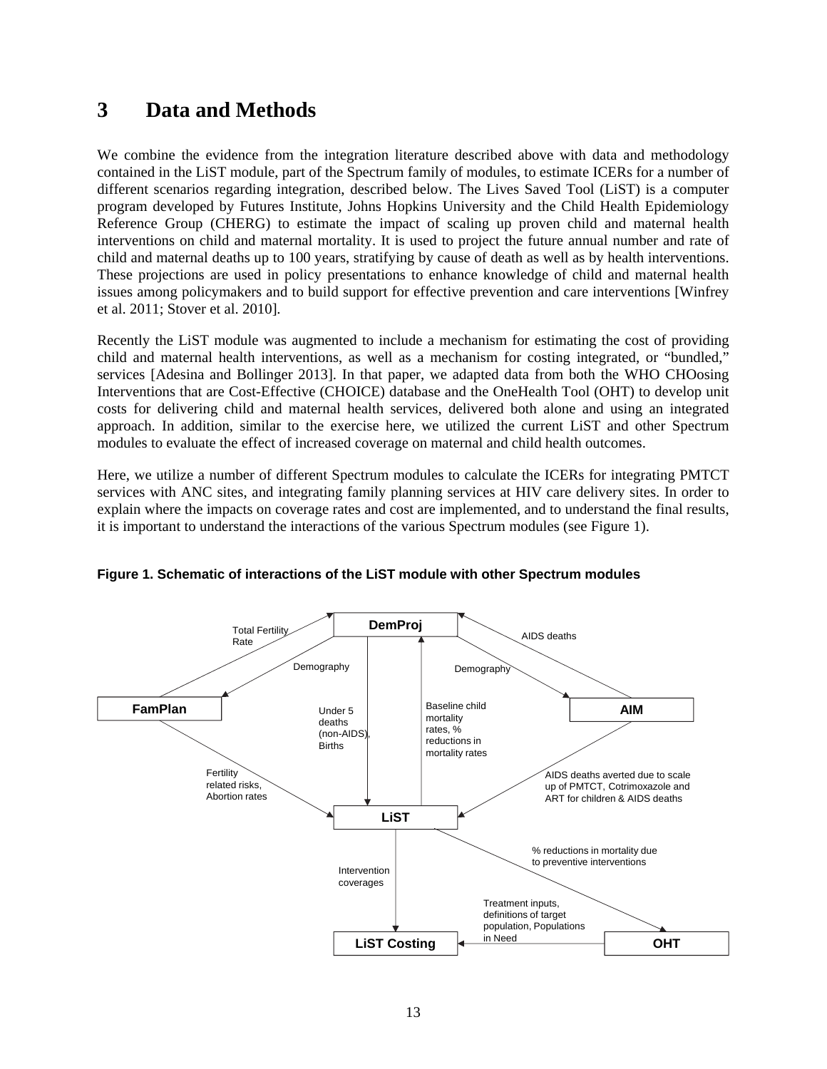# 3 Data and Methods

We combine the evidence from the integration literature described above with data and methodology contained in the LiST module, part of the Spectrum family of modules, to estimate ICERs for a number of different scenarios regarding integration, described below. The Lives Saved Tool (LiST) is a computer program developed by Futures Institute, Johns Hopkins University and the Child Health Epidemiology Reference Group (CHERG) to estimate the impact of scaling up proven child and maternal health interventions on child and maternal mortality. It is used to project the future annual number and rate of child and maternal deaths up to 100 years, stratifying by cause of death as well as by health interventions. These projections are used in policy presentations to enhance knowledge of child and maternal health issues among policymakers and to build support for effective prevention and care interventions [Winfrey et al. 2011; Stover et al. 2010].

Recently the LiST module was augmented to include a mechanism for estimating the cost of providing child and maternal health interventions, as well as a mechanism for costing integrated, or "bundled," services [Adesina and Bollinger 2013]. In that paper, we adapted data from both the WHO CHOosing Interventions that are Cost-Effective (CHOICE) database and the OneHealth Tool (OHT) to develop unit costs for delivering child and maternal health services, delivered both alone and using an integrated approach. In addition, similar to the exercise here, we utilized the current LiST and other Spectrum modules to evaluate the effect of increased coverage on maternal and child health outcomes.

Here, we utilize a number of different Spectrum modules to calculate the ICERs for integrating PMTCT services with ANC sites, and integrating family planning services at HIV care delivery sites. In order to explain where the impacts on coverage rates and cost are implemented, and to understand the final results, it is important to understand the interactions of the various Spectrum modules (see Figure 1).

**Figure 1. Schematic of interactions of the LiST module with other Spectrum modules**

- FamPlan → DemProj: Total Fertility Rate
- DemProj → FamPlan: Demography
- DemProj → AIM: Demography
- AIM → DemProj: AIDS deaths
- DemProj → LiST: Under 5 deaths (non-AIDS), Births
- LiST → DemProj: Baseline child mortality rates, % reductions in mortality rates
- FamPlan → LiST: Fertility related risks, Abortion rates
- AIM → LiST: AIDS deaths averted due to scale up of PMTCT, Cotrimoxazole and ART for children & AIDS deaths
- LiST → OHT: % reductions in mortality due to preventive interventions
- LiST → LiST Costing: Intervention coverages
- OHT → LiST Costing: Treatment inputs, definitions of target population, Populations in Need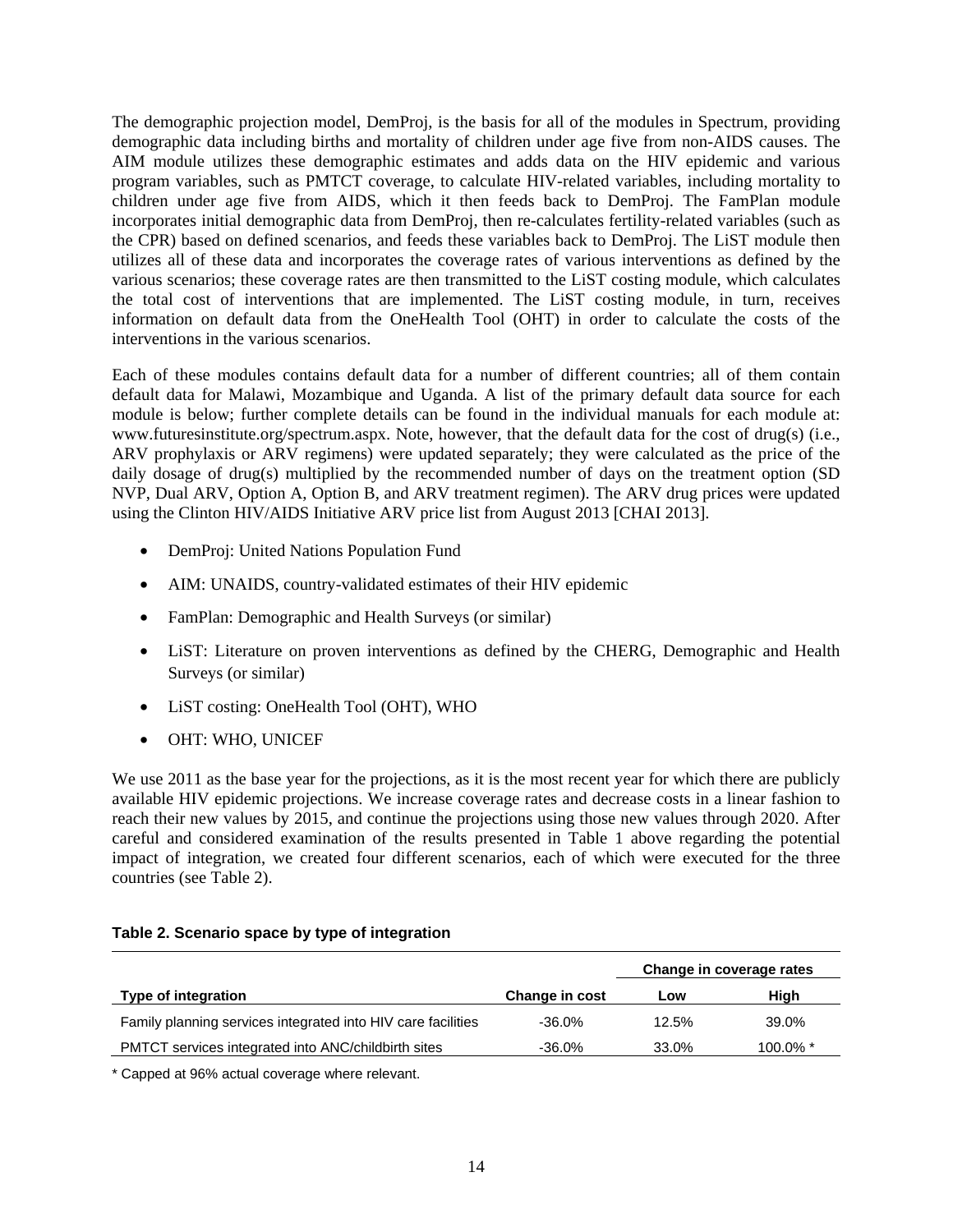The demographic projection model, DemProj, is the basis for all of the modules in Spectrum, providing demographic data including births and mortality of children under age five from non-AIDS causes. The AIM module utilizes these demographic estimates and adds data on the HIV epidemic and various program variables, such as PMTCT coverage, to calculate HIV-related variables, including mortality to children under age five from AIDS, which it then feeds back to DemProj. The FamPlan module incorporates initial demographic data from DemProj, then re-calculates fertility-related variables (such as the CPR) based on defined scenarios, and feeds these variables back to DemProj. The LiST module then utilizes all of these data and incorporates the coverage rates of various interventions as defined by the various scenarios; these coverage rates are then transmitted to the LiST costing module, which calculates the total cost of interventions that are implemented. The LiST costing module, in turn, receives information on default data from the OneHealth Tool (OHT) in order to calculate the costs of the interventions in the various scenarios.

Each of these modules contains default data for a number of different countries; all of them contain default data for Malawi, Mozambique and Uganda. A list of the primary default data source for each module is below; further complete details can be found in the individual manuals for each module at: www.futuresinstitute.org/spectrum.aspx. Note, however, that the default data for the cost of drug(s) (i.e., ARV prophylaxis or ARV regimens) were updated separately; they were calculated as the price of the daily dosage of drug(s) multiplied by the recommended number of days on the treatment option (SD NVP, Dual ARV, Option A, Option B, and ARV treatment regimen). The ARV drug prices were updated using the Clinton HIV/AIDS Initiative ARV price list from August 2013 [CHAI 2013].

- DemProj: United Nations Population Fund
- AIM: UNAIDS, country-validated estimates of their HIV epidemic
- FamPlan: Demographic and Health Surveys (or similar)
- LiST: Literature on proven interventions as defined by the CHERG, Demographic and Health Surveys (or similar)
- LiST costing: OneHealth Tool (OHT), WHO
- OHT: WHO, UNICEF

We use 2011 as the base year for the projections, as it is the most recent year for which there are publicly available HIV epidemic projections. We increase coverage rates and decrease costs in a linear fashion to reach their new values by 2015, and continue the projections using those new values through 2020. After careful and considered examination of the results presented in Table 1 above regarding the potential impact of integration, we created four different scenarios, each of which were executed for the three countries (see Table 2).

**Table 2. Scenario space by type of integration**

| | | Change in coverage rates | |
|---|---|---|---|
| **Type of integration** | **Change in cost** | **Low** | **High** |
| Family planning services integrated into HIV care facilities | -36.0% | 12.5% | 39.0% |
| PMTCT services integrated into ANC/childbirth sites | -36.0% | 33.0% | 100.0% * |

* Capped at 96% actual coverage where relevant.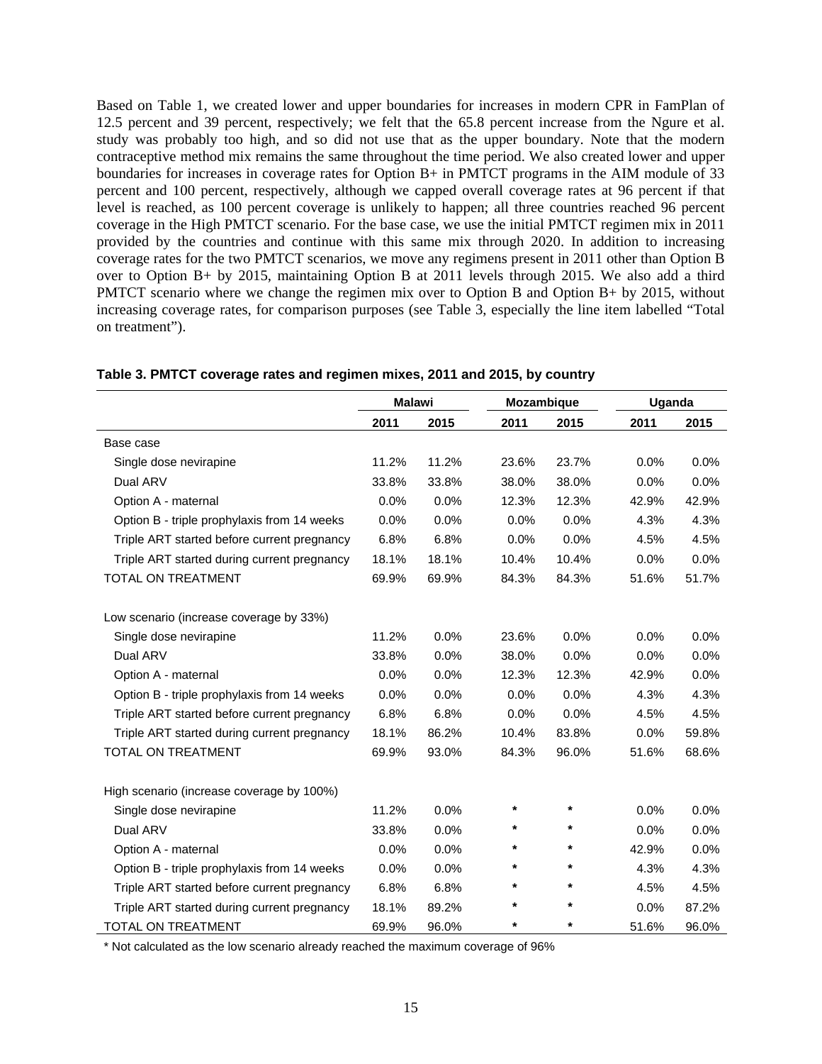Based on Table 1, we created lower and upper boundaries for increases in modern CPR in FamPlan of 12.5 percent and 39 percent, respectively; we felt that the 65.8 percent increase from the Ngure et al. study was probably too high, and so did not use that as the upper boundary. Note that the modern contraceptive method mix remains the same throughout the time period. We also created lower and upper boundaries for increases in coverage rates for Option B+ in PMTCT programs in the AIM module of 33 percent and 100 percent, respectively, although we capped overall coverage rates at 96 percent if that level is reached, as 100 percent coverage is unlikely to happen; all three countries reached 96 percent coverage in the High PMTCT scenario. For the base case, we use the initial PMTCT regimen mix in 2011 provided by the countries and continue with this same mix through 2020. In addition to increasing coverage rates for the two PMTCT scenarios, we move any regimens present in 2011 other than Option B over to Option B+ by 2015, maintaining Option B at 2011 levels through 2015. We also add a third PMTCT scenario where we change the regimen mix over to Option B and Option B+ by 2015, without increasing coverage rates, for comparison purposes (see Table 3, especially the line item labelled "Total on treatment").

**Table 3. PMTCT coverage rates and regimen mixes, 2011 and 2015, by country**

| | Malawi | | Mozambique | | Uganda | |
|---|---|---|---|---|---|---|
| | 2011 | 2015 | 2011 | 2015 | 2011 | 2015 |
| Base case | | | | | | |
| Single dose nevirapine | 11.2% | 11.2% | 23.6% | 23.7% | 0.0% | 0.0% |
| Dual ARV | 33.8% | 33.8% | 38.0% | 38.0% | 0.0% | 0.0% |
| Option A - maternal | 0.0% | 0.0% | 12.3% | 12.3% | 42.9% | 42.9% |
| Option B - triple prophylaxis from 14 weeks | 0.0% | 0.0% | 0.0% | 0.0% | 4.3% | 4.3% |
| Triple ART started before current pregnancy | 6.8% | 6.8% | 0.0% | 0.0% | 4.5% | 4.5% |
| Triple ART started during current pregnancy | 18.1% | 18.1% | 10.4% | 10.4% | 0.0% | 0.0% |
| TOTAL ON TREATMENT | 69.9% | 69.9% | 84.3% | 84.3% | 51.6% | 51.7% |
| | | | | | | |
| Low scenario (increase coverage by 33%) | | | | | | |
| Single dose nevirapine | 11.2% | 0.0% | 23.6% | 0.0% | 0.0% | 0.0% |
| Dual ARV | 33.8% | 0.0% | 38.0% | 0.0% | 0.0% | 0.0% |
| Option A - maternal | 0.0% | 0.0% | 12.3% | 12.3% | 42.9% | 0.0% |
| Option B - triple prophylaxis from 14 weeks | 0.0% | 0.0% | 0.0% | 0.0% | 4.3% | 4.3% |
| Triple ART started before current pregnancy | 6.8% | 6.8% | 0.0% | 0.0% | 4.5% | 4.5% |
| Triple ART started during current pregnancy | 18.1% | 86.2% | 10.4% | 83.8% | 0.0% | 59.8% |
| TOTAL ON TREATMENT | 69.9% | 93.0% | 84.3% | 96.0% | 51.6% | 68.6% |
| | | | | | | |
| High scenario (increase coverage by 100%) | | | | | | |
| Single dose nevirapine | 11.2% | 0.0% | * | * | 0.0% | 0.0% |
| Dual ARV | 33.8% | 0.0% | * | * | 0.0% | 0.0% |
| Option A - maternal | 0.0% | 0.0% | * | * | 42.9% | 0.0% |
| Option B - triple prophylaxis from 14 weeks | 0.0% | 0.0% | * | * | 4.3% | 4.3% |
| Triple ART started before current pregnancy | 6.8% | 6.8% | * | * | 4.5% | 4.5% |
| Triple ART started during current pregnancy | 18.1% | 89.2% | * | * | 0.0% | 87.2% |
| TOTAL ON TREATMENT | 69.9% | 96.0% | * | * | 51.6% | 96.0% |

* Not calculated as the low scenario already reached the maximum coverage of 96%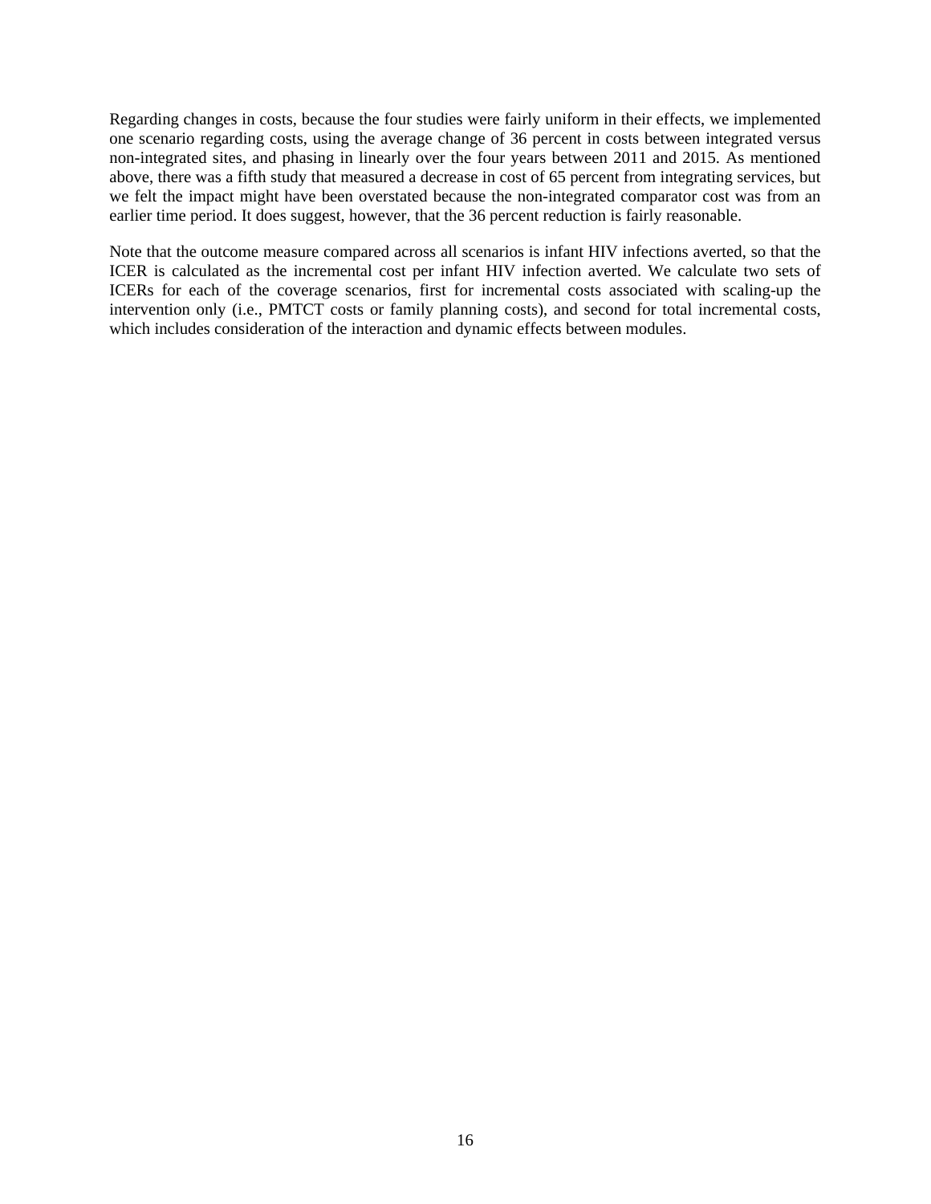Regarding changes in costs, because the four studies were fairly uniform in their effects, we implemented one scenario regarding costs, using the average change of 36 percent in costs between integrated versus non-integrated sites, and phasing in linearly over the four years between 2011 and 2015. As mentioned above, there was a fifth study that measured a decrease in cost of 65 percent from integrating services, but we felt the impact might have been overstated because the non-integrated comparator cost was from an earlier time period. It does suggest, however, that the 36 percent reduction is fairly reasonable.

Note that the outcome measure compared across all scenarios is infant HIV infections averted, so that the ICER is calculated as the incremental cost per infant HIV infection averted. We calculate two sets of ICERs for each of the coverage scenarios, first for incremental costs associated with scaling-up the intervention only (i.e., PMTCT costs or family planning costs), and second for total incremental costs, which includes consideration of the interaction and dynamic effects between modules.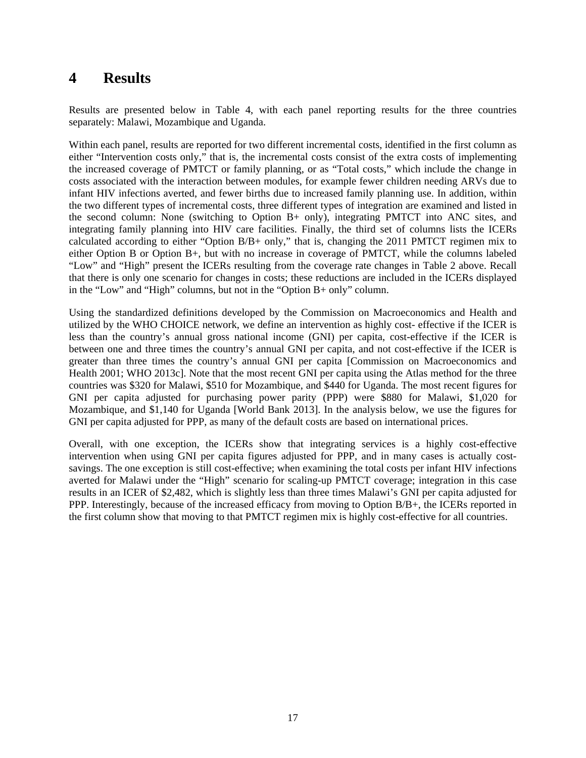# 4 Results

Results are presented below in Table 4, with each panel reporting results for the three countries separately: Malawi, Mozambique and Uganda.

Within each panel, results are reported for two different incremental costs, identified in the first column as either "Intervention costs only," that is, the incremental costs consist of the extra costs of implementing the increased coverage of PMTCT or family planning, or as "Total costs," which include the change in costs associated with the interaction between modules, for example fewer children needing ARVs due to infant HIV infections averted, and fewer births due to increased family planning use. In addition, within the two different types of incremental costs, three different types of integration are examined and listed in the second column: None (switching to Option B+ only), integrating PMTCT into ANC sites, and integrating family planning into HIV care facilities. Finally, the third set of columns lists the ICERs calculated according to either "Option B/B+ only," that is, changing the 2011 PMTCT regimen mix to either Option B or Option B+, but with no increase in coverage of PMTCT, while the columns labeled "Low" and "High" present the ICERs resulting from the coverage rate changes in Table 2 above. Recall that there is only one scenario for changes in costs; these reductions are included in the ICERs displayed in the "Low" and "High" columns, but not in the "Option B+ only" column.

Using the standardized definitions developed by the Commission on Macroeconomics and Health and utilized by the WHO CHOICE network, we define an intervention as highly cost- effective if the ICER is less than the country's annual gross national income (GNI) per capita, cost-effective if the ICER is between one and three times the country's annual GNI per capita, and not cost-effective if the ICER is greater than three times the country's annual GNI per capita [Commission on Macroeconomics and Health 2001; WHO 2013c]. Note that the most recent GNI per capita using the Atlas method for the three countries was $320 for Malawi, $510 for Mozambique, and $440 for Uganda. The most recent figures for GNI per capita adjusted for purchasing power parity (PPP) were $880 for Malawi, $1,020 for Mozambique, and $1,140 for Uganda [World Bank 2013]. In the analysis below, we use the figures for GNI per capita adjusted for PPP, as many of the default costs are based on international prices.

Overall, with one exception, the ICERs show that integrating services is a highly cost-effective intervention when using GNI per capita figures adjusted for PPP, and in many cases is actually cost-savings. The one exception is still cost-effective; when examining the total costs per infant HIV infections averted for Malawi under the "High" scenario for scaling-up PMTCT coverage; integration in this case results in an ICER of $2,482, which is slightly less than three times Malawi's GNI per capita adjusted for PPP. Interestingly, because of the increased efficacy from moving to Option B/B+, the ICERs reported in the first column show that moving to that PMTCT regimen mix is highly cost-effective for all countries.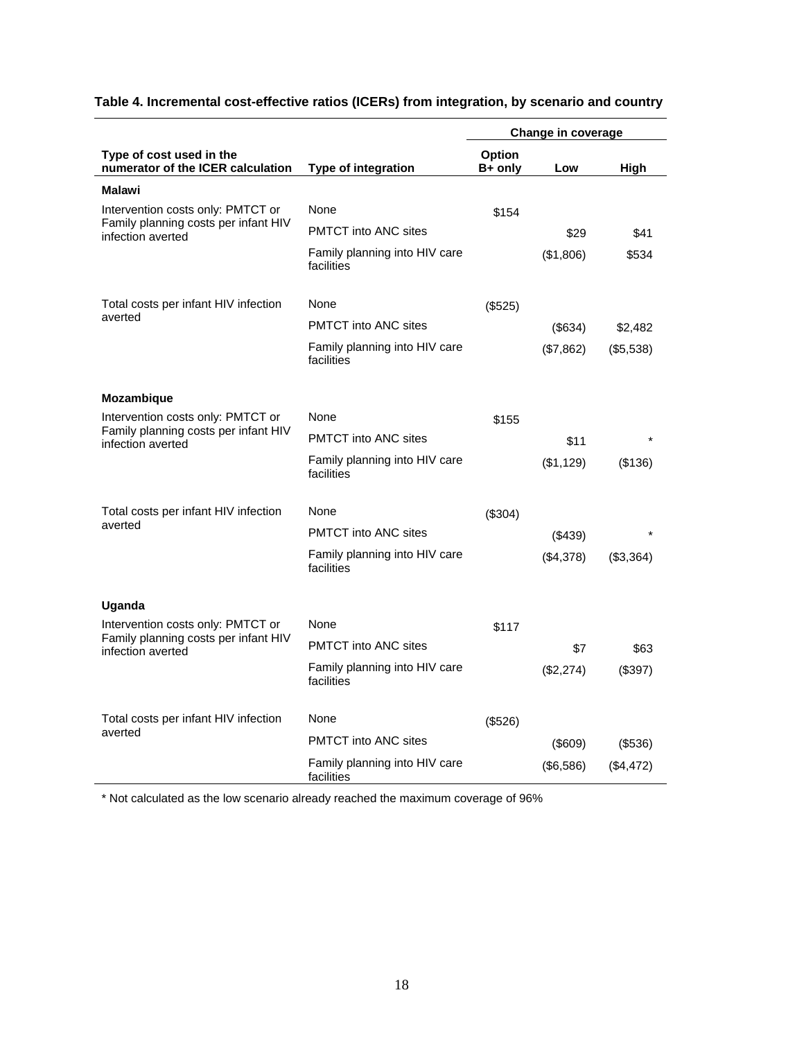**Table 4. Incremental cost-effective ratios (ICERs) from integration, by scenario and country**

| Type of cost used in the numerator of the ICER calculation | Type of integration | Change in coverage | | |
|---|---|---|---|---|
| | | Option B+ only | Low | High |
| **Malawi** | | | | |
| Intervention costs only: PMTCT or Family planning costs per infant HIV infection averted | None | $154 | | |
| | PMTCT into ANC sites | | $29 | $41 |
| | Family planning into HIV care facilities | | ($1,806) | $534 |
| Total costs per infant HIV infection averted | None | ($525) | | |
| | PMTCT into ANC sites | | ($634) | $2,482 |
| | Family planning into HIV care facilities | | ($7,862) | ($5,538) |
| **Mozambique** | | | | |
| Intervention costs only: PMTCT or Family planning costs per infant HIV infection averted | None | $155 | | |
| | PMTCT into ANC sites | | $11 | * |
| | Family planning into HIV care facilities | | ($1,129) | ($136) |
| Total costs per infant HIV infection averted | None | ($304) | | |
| | PMTCT into ANC sites | | ($439) | * |
| | Family planning into HIV care facilities | | ($4,378) | ($3,364) |
| **Uganda** | | | | |
| Intervention costs only: PMTCT or Family planning costs per infant HIV infection averted | None | $117 | | |
| | PMTCT into ANC sites | | $7 | $63 |
| | Family planning into HIV care facilities | | ($2,274) | ($397) |
| Total costs per infant HIV infection averted | None | ($526) | | |
| | PMTCT into ANC sites | | ($609) | ($536) |
| | Family planning into HIV care facilities | | ($6,586) | ($4,472) |

* Not calculated as the low scenario already reached the maximum coverage of 96%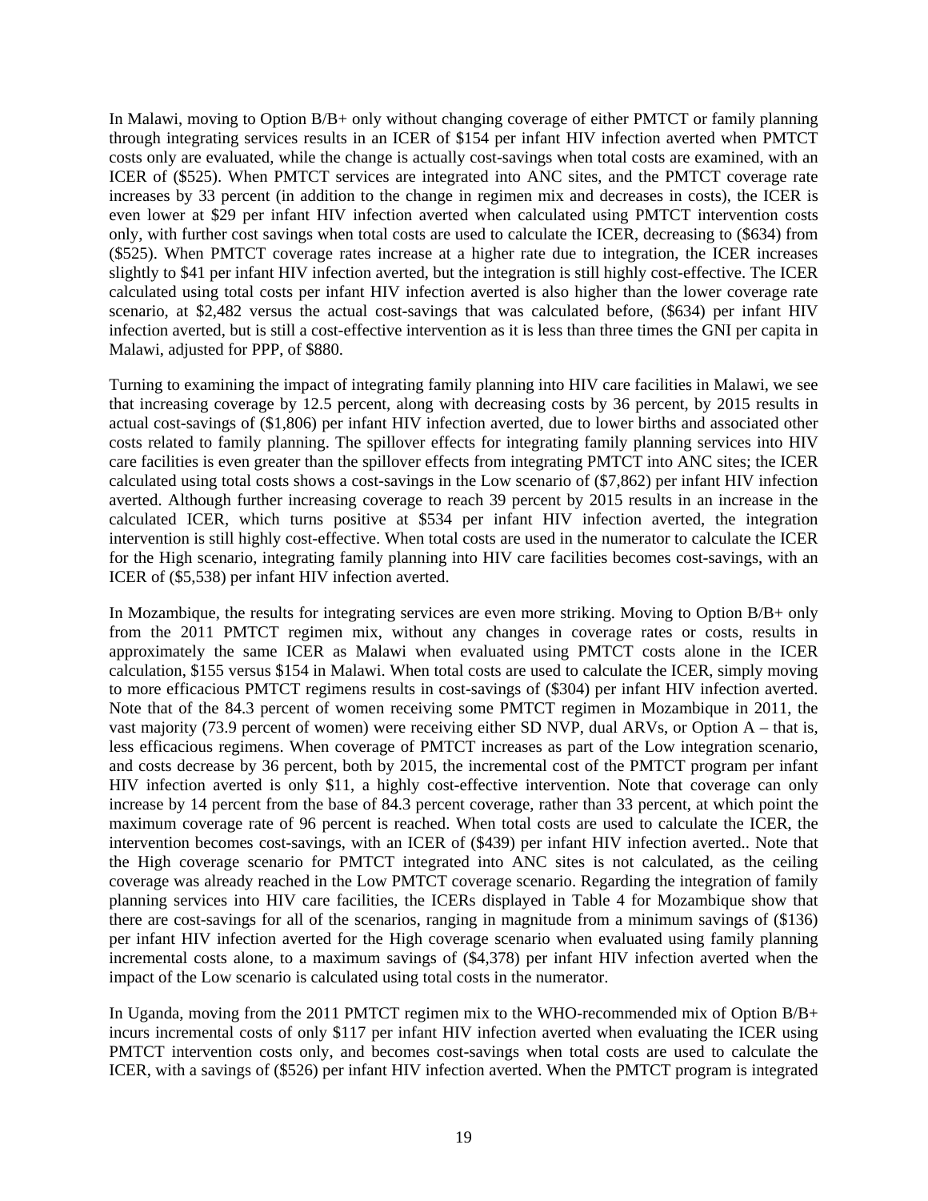In Malawi, moving to Option B/B+ only without changing coverage of either PMTCT or family planning through integrating services results in an ICER of $154 per infant HIV infection averted when PMTCT costs only are evaluated, while the change is actually cost-savings when total costs are examined, with an ICER of ($525). When PMTCT services are integrated into ANC sites, and the PMTCT coverage rate increases by 33 percent (in addition to the change in regimen mix and decreases in costs), the ICER is even lower at $29 per infant HIV infection averted when calculated using PMTCT intervention costs only, with further cost savings when total costs are used to calculate the ICER, decreasing to ($634) from ($525). When PMTCT coverage rates increase at a higher rate due to integration, the ICER increases slightly to $41 per infant HIV infection averted, but the integration is still highly cost-effective. The ICER calculated using total costs per infant HIV infection averted is also higher than the lower coverage rate scenario, at $2,482 versus the actual cost-savings that was calculated before, ($634) per infant HIV infection averted, but is still a cost-effective intervention as it is less than three times the GNI per capita in Malawi, adjusted for PPP, of $880.

Turning to examining the impact of integrating family planning into HIV care facilities in Malawi, we see that increasing coverage by 12.5 percent, along with decreasing costs by 36 percent, by 2015 results in actual cost-savings of ($1,806) per infant HIV infection averted, due to lower births and associated other costs related to family planning. The spillover effects for integrating family planning services into HIV care facilities is even greater than the spillover effects from integrating PMTCT into ANC sites; the ICER calculated using total costs shows a cost-savings in the Low scenario of ($7,862) per infant HIV infection averted. Although further increasing coverage to reach 39 percent by 2015 results in an increase in the calculated ICER, which turns positive at $534 per infant HIV infection averted, the integration intervention is still highly cost-effective. When total costs are used in the numerator to calculate the ICER for the High scenario, integrating family planning into HIV care facilities becomes cost-savings, with an ICER of ($5,538) per infant HIV infection averted.

In Mozambique, the results for integrating services are even more striking. Moving to Option B/B+ only from the 2011 PMTCT regimen mix, without any changes in coverage rates or costs, results in approximately the same ICER as Malawi when evaluated using PMTCT costs alone in the ICER calculation, $155 versus $154 in Malawi. When total costs are used to calculate the ICER, simply moving to more efficacious PMTCT regimens results in cost-savings of ($304) per infant HIV infection averted. Note that of the 84.3 percent of women receiving some PMTCT regimen in Mozambique in 2011, the vast majority (73.9 percent of women) were receiving either SD NVP, dual ARVs, or Option A – that is, less efficacious regimens. When coverage of PMTCT increases as part of the Low integration scenario, and costs decrease by 36 percent, both by 2015, the incremental cost of the PMTCT program per infant HIV infection averted is only $11, a highly cost-effective intervention. Note that coverage can only increase by 14 percent from the base of 84.3 percent coverage, rather than 33 percent, at which point the maximum coverage rate of 96 percent is reached. When total costs are used to calculate the ICER, the intervention becomes cost-savings, with an ICER of ($439) per infant HIV infection averted.. Note that the High coverage scenario for PMTCT integrated into ANC sites is not calculated, as the ceiling coverage was already reached in the Low PMTCT coverage scenario. Regarding the integration of family planning services into HIV care facilities, the ICERs displayed in Table 4 for Mozambique show that there are cost-savings for all of the scenarios, ranging in magnitude from a minimum savings of ($136) per infant HIV infection averted for the High coverage scenario when evaluated using family planning incremental costs alone, to a maximum savings of ($4,378) per infant HIV infection averted when the impact of the Low scenario is calculated using total costs in the numerator.

In Uganda, moving from the 2011 PMTCT regimen mix to the WHO-recommended mix of Option B/B+ incurs incremental costs of only $117 per infant HIV infection averted when evaluating the ICER using PMTCT intervention costs only, and becomes cost-savings when total costs are used to calculate the ICER, with a savings of ($526) per infant HIV infection averted. When the PMTCT program is integrated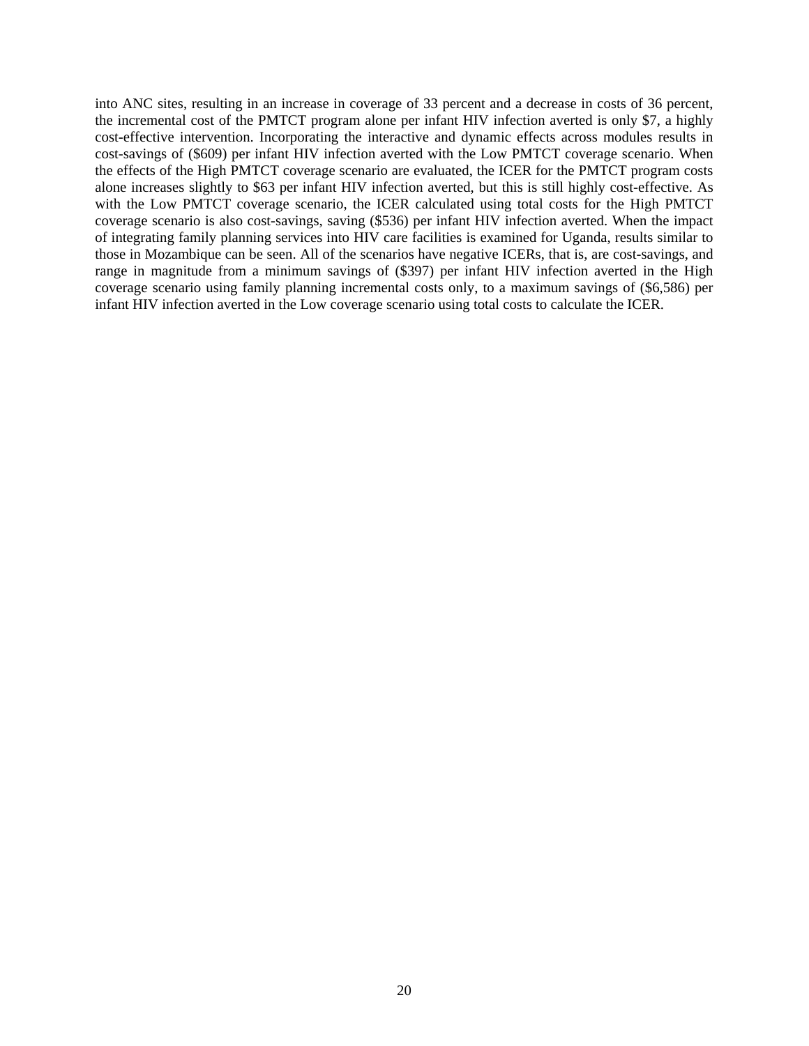into ANC sites, resulting in an increase in coverage of 33 percent and a decrease in costs of 36 percent, the incremental cost of the PMTCT program alone per infant HIV infection averted is only $7, a highly cost-effective intervention. Incorporating the interactive and dynamic effects across modules results in cost-savings of ($609) per infant HIV infection averted with the Low PMTCT coverage scenario. When the effects of the High PMTCT coverage scenario are evaluated, the ICER for the PMTCT program costs alone increases slightly to $63 per infant HIV infection averted, but this is still highly cost-effective. As with the Low PMTCT coverage scenario, the ICER calculated using total costs for the High PMTCT coverage scenario is also cost-savings, saving ($536) per infant HIV infection averted. When the impact of integrating family planning services into HIV care facilities is examined for Uganda, results similar to those in Mozambique can be seen. All of the scenarios have negative ICERs, that is, are cost-savings, and range in magnitude from a minimum savings of ($397) per infant HIV infection averted in the High coverage scenario using family planning incremental costs only, to a maximum savings of ($6,586) per infant HIV infection averted in the Low coverage scenario using total costs to calculate the ICER.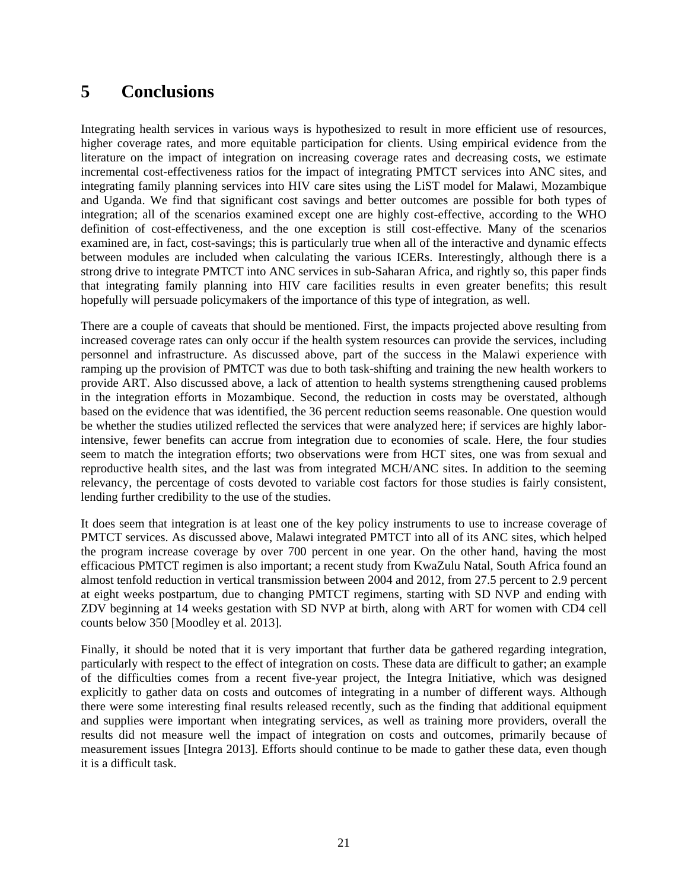# 5 Conclusions

Integrating health services in various ways is hypothesized to result in more efficient use of resources, higher coverage rates, and more equitable participation for clients. Using empirical evidence from the literature on the impact of integration on increasing coverage rates and decreasing costs, we estimate incremental cost-effectiveness ratios for the impact of integrating PMTCT services into ANC sites, and integrating family planning services into HIV care sites using the LiST model for Malawi, Mozambique and Uganda. We find that significant cost savings and better outcomes are possible for both types of integration; all of the scenarios examined except one are highly cost-effective, according to the WHO definition of cost-effectiveness, and the one exception is still cost-effective. Many of the scenarios examined are, in fact, cost-savings; this is particularly true when all of the interactive and dynamic effects between modules are included when calculating the various ICERs. Interestingly, although there is a strong drive to integrate PMTCT into ANC services in sub-Saharan Africa, and rightly so, this paper finds that integrating family planning into HIV care facilities results in even greater benefits; this result hopefully will persuade policymakers of the importance of this type of integration, as well.

There are a couple of caveats that should be mentioned. First, the impacts projected above resulting from increased coverage rates can only occur if the health system resources can provide the services, including personnel and infrastructure. As discussed above, part of the success in the Malawi experience with ramping up the provision of PMTCT was due to both task-shifting and training the new health workers to provide ART. Also discussed above, a lack of attention to health systems strengthening caused problems in the integration efforts in Mozambique. Second, the reduction in costs may be overstated, although based on the evidence that was identified, the 36 percent reduction seems reasonable. One question would be whether the studies utilized reflected the services that were analyzed here; if services are highly labor-intensive, fewer benefits can accrue from integration due to economies of scale. Here, the four studies seem to match the integration efforts; two observations were from HCT sites, one was from sexual and reproductive health sites, and the last was from integrated MCH/ANC sites. In addition to the seeming relevancy, the percentage of costs devoted to variable cost factors for those studies is fairly consistent, lending further credibility to the use of the studies.

It does seem that integration is at least one of the key policy instruments to use to increase coverage of PMTCT services. As discussed above, Malawi integrated PMTCT into all of its ANC sites, which helped the program increase coverage by over 700 percent in one year. On the other hand, having the most efficacious PMTCT regimen is also important; a recent study from KwaZulu Natal, South Africa found an almost tenfold reduction in vertical transmission between 2004 and 2012, from 27.5 percent to 2.9 percent at eight weeks postpartum, due to changing PMTCT regimens, starting with SD NVP and ending with ZDV beginning at 14 weeks gestation with SD NVP at birth, along with ART for women with CD4 cell counts below 350 [Moodley et al. 2013].

Finally, it should be noted that it is very important that further data be gathered regarding integration, particularly with respect to the effect of integration on costs. These data are difficult to gather; an example of the difficulties comes from a recent five-year project, the Integra Initiative, which was designed explicitly to gather data on costs and outcomes of integrating in a number of different ways. Although there were some interesting final results released recently, such as the finding that additional equipment and supplies were important when integrating services, as well as training more providers, overall the results did not measure well the impact of integration on costs and outcomes, primarily because of measurement issues [Integra 2013]. Efforts should continue to be made to gather these data, even though it is a difficult task.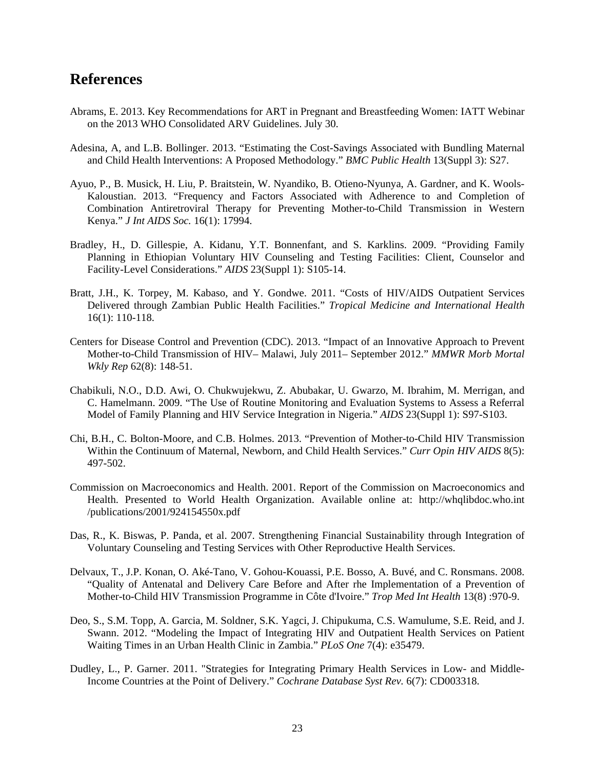# References

Abrams, E. 2013. Key Recommendations for ART in Pregnant and Breastfeeding Women: IATT Webinar on the 2013 WHO Consolidated ARV Guidelines. July 30.

Adesina, A, and L.B. Bollinger. 2013. "Estimating the Cost-Savings Associated with Bundling Maternal and Child Health Interventions: A Proposed Methodology." *BMC Public Health* 13(Suppl 3): S27.

Ayuo, P., B. Musick, H. Liu, P. Braitstein, W. Nyandiko, B. Otieno-Nyunya, A. Gardner, and K. Wools-Kaloustian. 2013. "Frequency and Factors Associated with Adherence to and Completion of Combination Antiretroviral Therapy for Preventing Mother-to-Child Transmission in Western Kenya." *J Int AIDS Soc.* 16(1): 17994.

Bradley, H., D. Gillespie, A. Kidanu, Y.T. Bonnenfant, and S. Karklins. 2009. "Providing Family Planning in Ethiopian Voluntary HIV Counseling and Testing Facilities: Client, Counselor and Facility-Level Considerations." *AIDS* 23(Suppl 1): S105-14.

Bratt, J.H., K. Torpey, M. Kabaso, and Y. Gondwe. 2011. "Costs of HIV/AIDS Outpatient Services Delivered through Zambian Public Health Facilities." *Tropical Medicine and International Health* 16(1): 110-118.

Centers for Disease Control and Prevention (CDC). 2013. "Impact of an Innovative Approach to Prevent Mother-to-Child Transmission of HIV– Malawi, July 2011– September 2012." *MMWR Morb Mortal Wkly Rep* 62(8): 148-51.

Chabikuli, N.O., D.D. Awi, O. Chukwujekwu, Z. Abubakar, U. Gwarzo, M. Ibrahim, M. Merrigan, and C. Hamelmann. 2009. "The Use of Routine Monitoring and Evaluation Systems to Assess a Referral Model of Family Planning and HIV Service Integration in Nigeria." *AIDS* 23(Suppl 1): S97-S103.

Chi, B.H., C. Bolton-Moore, and C.B. Holmes. 2013. "Prevention of Mother-to-Child HIV Transmission Within the Continuum of Maternal, Newborn, and Child Health Services." *Curr Opin HIV AIDS* 8(5): 497-502.

Commission on Macroeconomics and Health. 2001. Report of the Commission on Macroeconomics and Health. Presented to World Health Organization. Available online at: http://whqlibdoc.who.int /publications/2001/924154550x.pdf

Das, R., K. Biswas, P. Panda, et al. 2007. Strengthening Financial Sustainability through Integration of Voluntary Counseling and Testing Services with Other Reproductive Health Services.

Delvaux, T., J.P. Konan, O. Aké-Tano, V. Gohou-Kouassi, P.E. Bosso, A. Buvé, and C. Ronsmans. 2008. "Quality of Antenatal and Delivery Care Before and After rhe Implementation of a Prevention of Mother-to-Child HIV Transmission Programme in Côte d'Ivoire." *Trop Med Int Health* 13(8) :970-9.

Deo, S., S.M. Topp, A. Garcia, M. Soldner, S.K. Yagci, J. Chipukuma, C.S. Wamulume, S.E. Reid, and J. Swann. 2012. "Modeling the Impact of Integrating HIV and Outpatient Health Services on Patient Waiting Times in an Urban Health Clinic in Zambia." *PLoS One* 7(4): e35479.

Dudley, L., P. Garner. 2011. "Strategies for Integrating Primary Health Services in Low- and Middle-Income Countries at the Point of Delivery." *Cochrane Database Syst Rev.* 6(7): CD003318.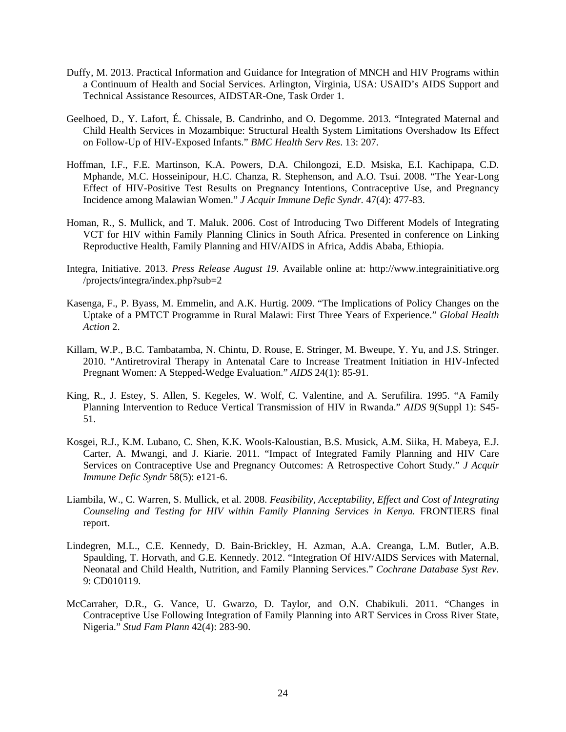Duffy, M. 2013. Practical Information and Guidance for Integration of MNCH and HIV Programs within a Continuum of Health and Social Services. Arlington, Virginia, USA: USAID's AIDS Support and Technical Assistance Resources, AIDSTAR-One, Task Order 1.

Geelhoed, D., Y. Lafort, É. Chissale, B. Candrinho, and O. Degomme. 2013. "Integrated Maternal and Child Health Services in Mozambique: Structural Health System Limitations Overshadow Its Effect on Follow-Up of HIV-Exposed Infants." *BMC Health Serv Res*. 13: 207.

Hoffman, I.F., F.E. Martinson, K.A. Powers, D.A. Chilongozi, E.D. Msiska, E.I. Kachipapa, C.D. Mphande, M.C. Hosseinipour, H.C. Chanza, R. Stephenson, and A.O. Tsui. 2008. "The Year-Long Effect of HIV-Positive Test Results on Pregnancy Intentions, Contraceptive Use, and Pregnancy Incidence among Malawian Women." *J Acquir Immune Defic Syndr.* 47(4): 477-83.

Homan, R., S. Mullick, and T. Maluk. 2006. Cost of Introducing Two Different Models of Integrating VCT for HIV within Family Planning Clinics in South Africa. Presented in conference on Linking Reproductive Health, Family Planning and HIV/AIDS in Africa, Addis Ababa, Ethiopia.

Integra, Initiative. 2013. *Press Release August 19*. Available online at: http://www.integrainitiative.org/projects/integra/index.php?sub=2

Kasenga, F., P. Byass, M. Emmelin, and A.K. Hurtig. 2009. "The Implications of Policy Changes on the Uptake of a PMTCT Programme in Rural Malawi: First Three Years of Experience." *Global Health Action* 2.

Killam, W.P., B.C. Tambatamba, N. Chintu, D. Rouse, E. Stringer, M. Bweupe, Y. Yu, and J.S. Stringer. 2010. "Antiretroviral Therapy in Antenatal Care to Increase Treatment Initiation in HIV-Infected Pregnant Women: A Stepped-Wedge Evaluation." *AIDS* 24(1): 85-91.

King, R., J. Estey, S. Allen, S. Kegeles, W. Wolf, C. Valentine, and A. Serufilira. 1995. "A Family Planning Intervention to Reduce Vertical Transmission of HIV in Rwanda." *AIDS* 9(Suppl 1): S45-51.

Kosgei, R.J., K.M. Lubano, C. Shen, K.K. Wools-Kaloustian, B.S. Musick, A.M. Siika, H. Mabeya, E.J. Carter, A. Mwangi, and J. Kiarie. 2011. "Impact of Integrated Family Planning and HIV Care Services on Contraceptive Use and Pregnancy Outcomes: A Retrospective Cohort Study." *J Acquir Immune Defic Syndr* 58(5): e121-6.

Liambila, W., C. Warren, S. Mullick, et al. 2008. *Feasibility, Acceptability, Effect and Cost of Integrating Counseling and Testing for HIV within Family Planning Services in Kenya.* FRONTIERS final report.

Lindegren, M.L., C.E. Kennedy, D. Bain-Brickley, H. Azman, A.A. Creanga, L.M. Butler, A.B. Spaulding, T. Horvath, and G.E. Kennedy. 2012. "Integration Of HIV/AIDS Services with Maternal, Neonatal and Child Health, Nutrition, and Family Planning Services." *Cochrane Database Syst Rev*. 9: CD010119.

McCarraher, D.R., G. Vance, U. Gwarzo, D. Taylor, and O.N. Chabikuli. 2011. "Changes in Contraceptive Use Following Integration of Family Planning into ART Services in Cross River State, Nigeria." *Stud Fam Plann* 42(4): 283-90.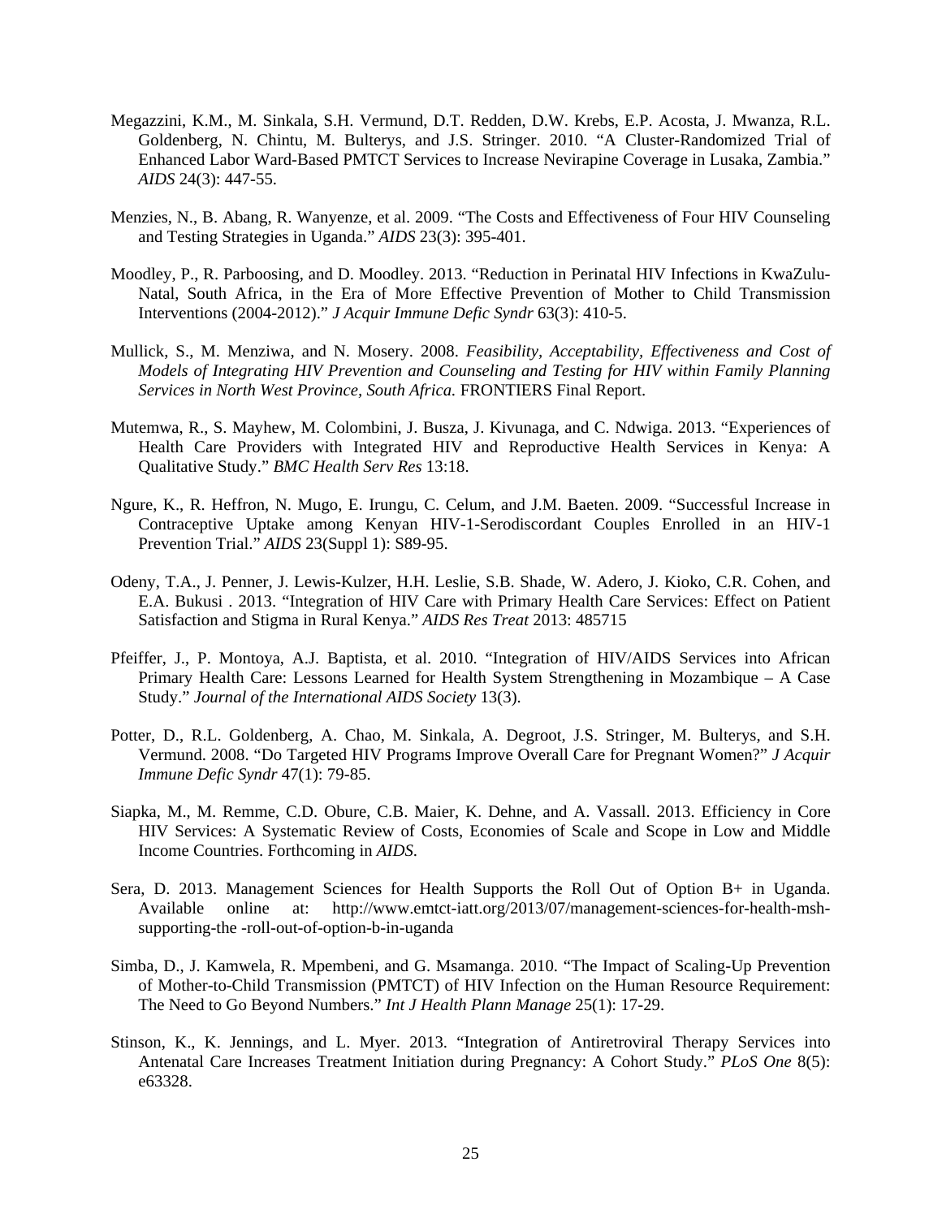Megazzini, K.M., M. Sinkala, S.H. Vermund, D.T. Redden, D.W. Krebs, E.P. Acosta, J. Mwanza, R.L. Goldenberg, N. Chintu, M. Bulterys, and J.S. Stringer. 2010. "A Cluster-Randomized Trial of Enhanced Labor Ward-Based PMTCT Services to Increase Nevirapine Coverage in Lusaka, Zambia." *AIDS* 24(3): 447-55.

Menzies, N., B. Abang, R. Wanyenze, et al. 2009. "The Costs and Effectiveness of Four HIV Counseling and Testing Strategies in Uganda." *AIDS* 23(3): 395-401.

Moodley, P., R. Parboosing, and D. Moodley. 2013. "Reduction in Perinatal HIV Infections in KwaZulu-Natal, South Africa, in the Era of More Effective Prevention of Mother to Child Transmission Interventions (2004-2012)." *J Acquir Immune Defic Syndr* 63(3): 410-5.

Mullick, S., M. Menziwa, and N. Mosery. 2008. *Feasibility, Acceptability, Effectiveness and Cost of Models of Integrating HIV Prevention and Counseling and Testing for HIV within Family Planning Services in North West Province, South Africa.* FRONTIERS Final Report.

Mutemwa, R., S. Mayhew, M. Colombini, J. Busza, J. Kivunaga, and C. Ndwiga. 2013. "Experiences of Health Care Providers with Integrated HIV and Reproductive Health Services in Kenya: A Qualitative Study." *BMC Health Serv Res* 13:18.

Ngure, K., R. Heffron, N. Mugo, E. Irungu, C. Celum, and J.M. Baeten. 2009. "Successful Increase in Contraceptive Uptake among Kenyan HIV-1-Serodiscordant Couples Enrolled in an HIV-1 Prevention Trial." *AIDS* 23(Suppl 1): S89-95.

Odeny, T.A., J. Penner, J. Lewis-Kulzer, H.H. Leslie, S.B. Shade, W. Adero, J. Kioko, C.R. Cohen, and E.A. Bukusi . 2013. "Integration of HIV Care with Primary Health Care Services: Effect on Patient Satisfaction and Stigma in Rural Kenya." *AIDS Res Treat* 2013: 485715

Pfeiffer, J., P. Montoya, A.J. Baptista, et al. 2010. "Integration of HIV/AIDS Services into African Primary Health Care: Lessons Learned for Health System Strengthening in Mozambique – A Case Study." *Journal of the International AIDS Society* 13(3).

Potter, D., R.L. Goldenberg, A. Chao, M. Sinkala, A. Degroot, J.S. Stringer, M. Bulterys, and S.H. Vermund. 2008. "Do Targeted HIV Programs Improve Overall Care for Pregnant Women?" *J Acquir Immune Defic Syndr* 47(1): 79-85.

Siapka, M., M. Remme, C.D. Obure, C.B. Maier, K. Dehne, and A. Vassall. 2013. Efficiency in Core HIV Services: A Systematic Review of Costs, Economies of Scale and Scope in Low and Middle Income Countries. Forthcoming in *AIDS*.

Sera, D. 2013. Management Sciences for Health Supports the Roll Out of Option B+ in Uganda. Available online at: http://www.emtct-iatt.org/2013/07/management-sciences-for-health-msh-supporting-the -roll-out-of-option-b-in-uganda

Simba, D., J. Kamwela, R. Mpembeni, and G. Msamanga. 2010. "The Impact of Scaling-Up Prevention of Mother-to-Child Transmission (PMTCT) of HIV Infection on the Human Resource Requirement: The Need to Go Beyond Numbers." *Int J Health Plann Manage* 25(1): 17-29.

Stinson, K., K. Jennings, and L. Myer. 2013. "Integration of Antiretroviral Therapy Services into Antenatal Care Increases Treatment Initiation during Pregnancy: A Cohort Study." *PLoS One* 8(5): e63328.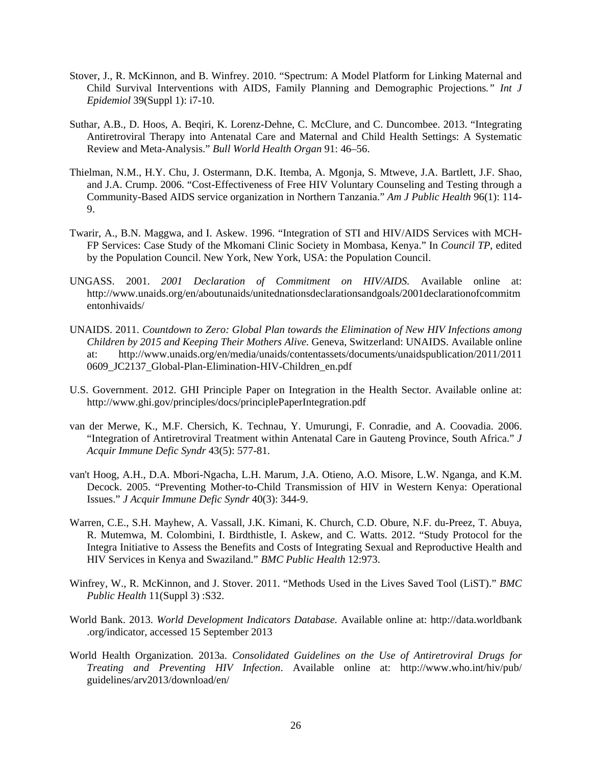Stover, J., R. McKinnon, and B. Winfrey. 2010. "Spectrum: A Model Platform for Linking Maternal and Child Survival Interventions with AIDS, Family Planning and Demographic Projections*." Int J Epidemiol* 39(Suppl 1): i7-10.

Suthar, A.B., D. Hoos, A. Beqiri, K. Lorenz-Dehne, C. McClure, and C. Duncombee. 2013. "Integrating Antiretroviral Therapy into Antenatal Care and Maternal and Child Health Settings: A Systematic Review and Meta-Analysis." *Bull World Health Organ* 91: 46–56.

Thielman, N.M., H.Y. Chu, J. Ostermann, D.K. Itemba, A. Mgonja, S. Mtweve, J.A. Bartlett, J.F. Shao, and J.A. Crump. 2006. "Cost-Effectiveness of Free HIV Voluntary Counseling and Testing through a Community-Based AIDS service organization in Northern Tanzania." *Am J Public Health* 96(1): 114-9.

Twarir, A., B.N. Maggwa, and I. Askew. 1996. "Integration of STI and HIV/AIDS Services with MCH-FP Services: Case Study of the Mkomani Clinic Society in Mombasa, Kenya." In *Council TP*, edited by the Population Council. New York, New York, USA: the Population Council.

UNGASS. 2001. *2001 Declaration of Commitment on HIV/AIDS.* Available online at: http://www.unaids.org/en/aboutunaids/unitednationsdeclarationsandgoals/2001declarationofcommitmentonhivaids/

UNAIDS. 2011. *Countdown to Zero: Global Plan towards the Elimination of New HIV Infections among Children by 2015 and Keeping Their Mothers Alive.* Geneva, Switzerland: UNAIDS. Available online at: http://www.unaids.org/en/media/unaids/contentassets/documents/unaidspublication/2011/20110609_JC2137_Global-Plan-Elimination-HIV-Children_en.pdf

U.S. Government. 2012. GHI Principle Paper on Integration in the Health Sector. Available online at: http://www.ghi.gov/principles/docs/principlePaperIntegration.pdf

van der Merwe, K., M.F. Chersich, K. Technau, Y. Umurungi, F. Conradie, and A. Coovadia. 2006. "Integration of Antiretroviral Treatment within Antenatal Care in Gauteng Province, South Africa." *J Acquir Immune Defic Syndr* 43(5): 577-81.

van't Hoog, A.H., D.A. Mbori-Ngacha, L.H. Marum, J.A. Otieno, A.O. Misore, L.W. Nganga, and K.M. Decock. 2005. "Preventing Mother-to-Child Transmission of HIV in Western Kenya: Operational Issues." *J Acquir Immune Defic Syndr* 40(3): 344-9.

Warren, C.E., S.H. Mayhew, A. Vassall, J.K. Kimani, K. Church, C.D. Obure, N.F. du-Preez, T. Abuya, R. Mutemwa, M. Colombini, I. Birdthistle, I. Askew, and C. Watts. 2012. "Study Protocol for the Integra Initiative to Assess the Benefits and Costs of Integrating Sexual and Reproductive Health and HIV Services in Kenya and Swaziland." *BMC Public Health* 12:973.

Winfrey, W., R. McKinnon, and J. Stover. 2011. "Methods Used in the Lives Saved Tool (LiST)." *BMC Public Health* 11(Suppl 3) :S32.

World Bank. 2013. *World Development Indicators Database.* Available online at: http://data.worldbank.org/indicator, accessed 15 September 2013

World Health Organization. 2013a. *Consolidated Guidelines on the Use of Antiretroviral Drugs for Treating and Preventing HIV Infection*. Available online at: http://www.who.int/hiv/pub/guidelines/arv2013/download/en/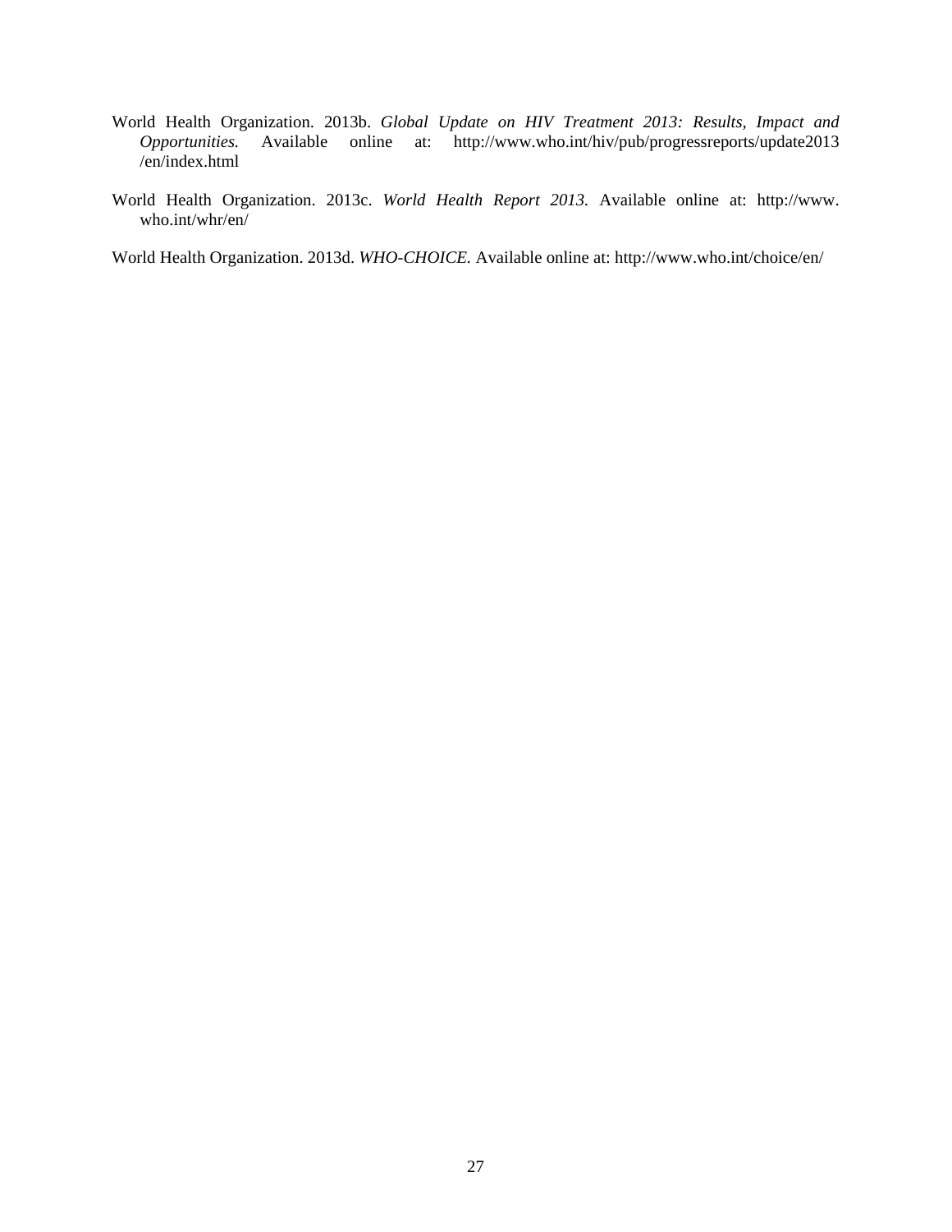World Health Organization. 2013b. *Global Update on HIV Treatment 2013: Results, Impact and Opportunities.* Available online at: http://www.who.int/hiv/pub/progressreports/update2013/en/index.html

World Health Organization. 2013c. *World Health Report 2013.* Available online at: http://www.who.int/whr/en/

World Health Organization. 2013d. *WHO-CHOICE.* Available online at: http://www.who.int/choice/en/